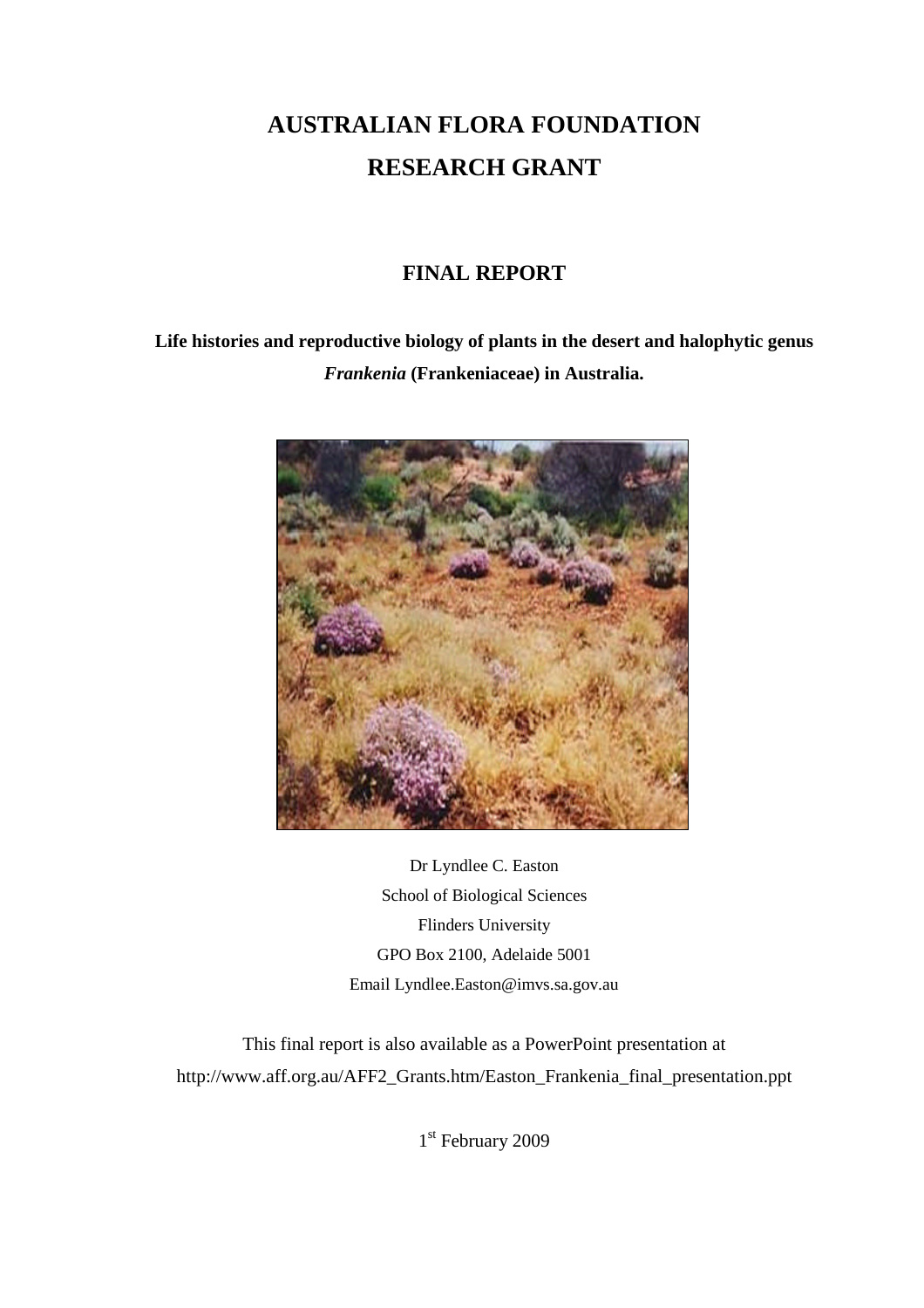# AUSTRALIAN FLORA FOUNDATION RESEARCH GRANT

## FINAL REPORT

**Life histories and reproductive biology of plants in the desert and halophytic genus *Frankenia* (Frankeniaceae) in Australia.**

Dr Lyndlee C. Easton
School of Biological Sciences
Flinders University
GPO Box 2100, Adelaide 5001
Email Lyndlee.Easton@imvs.sa.gov.au

This final report is also available as a PowerPoint presentation at http://www.aff.org.au/AFF2_Grants.htm/Easton_Frankenia_final_presentation.ppt

1st February 2009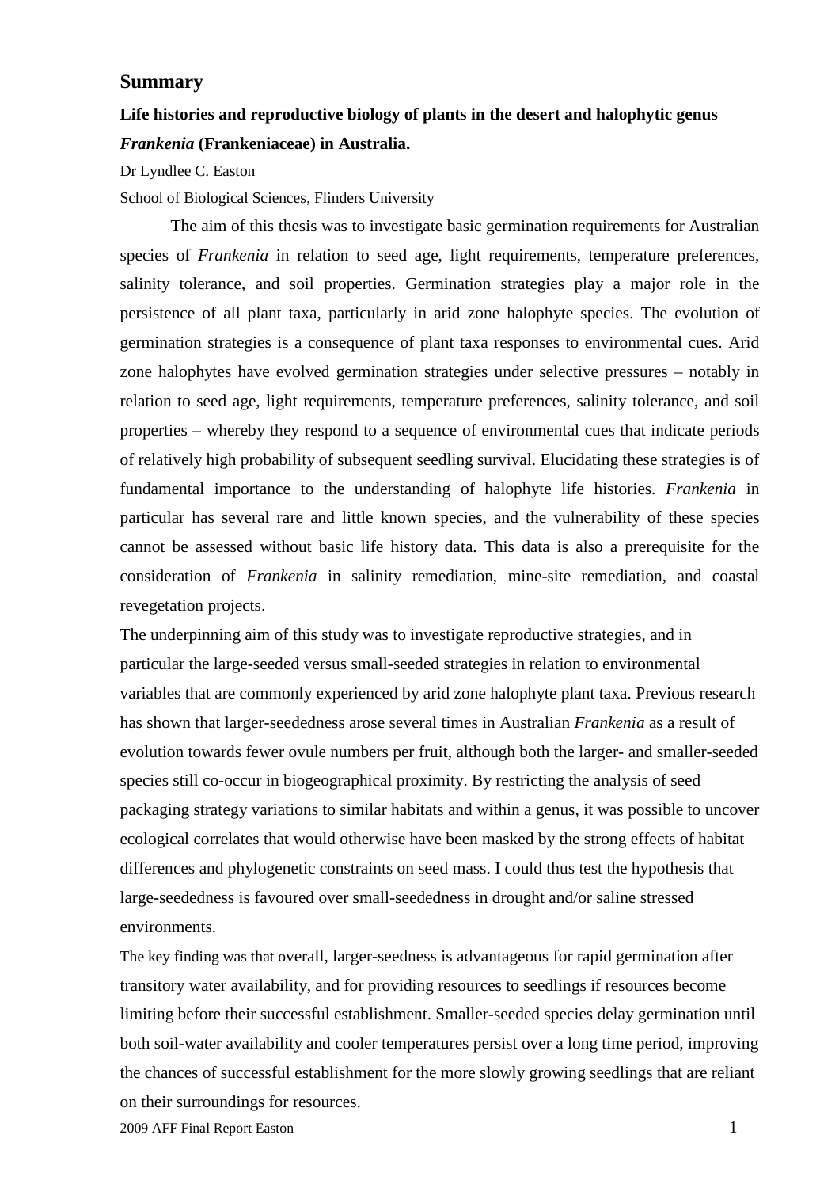## Summary

### Life histories and reproductive biology of plants in the desert and halophytic genus *Frankenia* (Frankeniaceae) in Australia.

Dr Lyndlee C. Easton

School of Biological Sciences, Flinders University

The aim of this thesis was to investigate basic germination requirements for Australian species of *Frankenia* in relation to seed age, light requirements, temperature preferences, salinity tolerance, and soil properties. Germination strategies play a major role in the persistence of all plant taxa, particularly in arid zone halophyte species. The evolution of germination strategies is a consequence of plant taxa responses to environmental cues. Arid zone halophytes have evolved germination strategies under selective pressures – notably in relation to seed age, light requirements, temperature preferences, salinity tolerance, and soil properties – whereby they respond to a sequence of environmental cues that indicate periods of relatively high probability of subsequent seedling survival. Elucidating these strategies is of fundamental importance to the understanding of halophyte life histories. *Frankenia* in particular has several rare and little known species, and the vulnerability of these species cannot be assessed without basic life history data. This data is also a prerequisite for the consideration of *Frankenia* in salinity remediation, mine-site remediation, and coastal revegetation projects.

The underpinning aim of this study was to investigate reproductive strategies, and in particular the large-seeded versus small-seeded strategies in relation to environmental variables that are commonly experienced by arid zone halophyte plant taxa. Previous research has shown that larger-seededness arose several times in Australian *Frankenia* as a result of evolution towards fewer ovule numbers per fruit, although both the larger- and smaller-seeded species still co-occur in biogeographical proximity. By restricting the analysis of seed packaging strategy variations to similar habitats and within a genus, it was possible to uncover ecological correlates that would otherwise have been masked by the strong effects of habitat differences and phylogenetic constraints on seed mass. I could thus test the hypothesis that large-seededness is favoured over small-seededness in drought and/or saline stressed environments.

The key finding was that overall, larger-seedness is advantageous for rapid germination after transitory water availability, and for providing resources to seedlings if resources become limiting before their successful establishment. Smaller-seeded species delay germination until both soil-water availability and cooler temperatures persist over a long time period, improving the chances of successful establishment for the more slowly growing seedlings that are reliant on their surroundings for resources.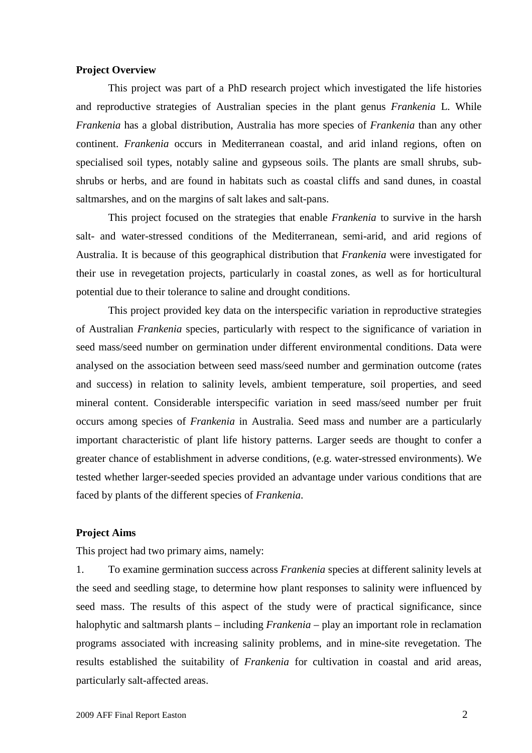**Project Overview**

This project was part of a PhD research project which investigated the life histories and reproductive strategies of Australian species in the plant genus *Frankenia* L. While *Frankenia* has a global distribution, Australia has more species of *Frankenia* than any other continent. *Frankenia* occurs in Mediterranean coastal, and arid inland regions, often on specialised soil types, notably saline and gypseous soils. The plants are small shrubs, sub-shrubs or herbs, and are found in habitats such as coastal cliffs and sand dunes, in coastal saltmarshes, and on the margins of salt lakes and salt-pans.

This project focused on the strategies that enable *Frankenia* to survive in the harsh salt- and water-stressed conditions of the Mediterranean, semi-arid, and arid regions of Australia. It is because of this geographical distribution that *Frankenia* were investigated for their use in revegetation projects, particularly in coastal zones, as well as for horticultural potential due to their tolerance to saline and drought conditions.

This project provided key data on the interspecific variation in reproductive strategies of Australian *Frankenia* species, particularly with respect to the significance of variation in seed mass/seed number on germination under different environmental conditions. Data were analysed on the association between seed mass/seed number and germination outcome (rates and success) in relation to salinity levels, ambient temperature, soil properties, and seed mineral content. Considerable interspecific variation in seed mass/seed number per fruit occurs among species of *Frankenia* in Australia. Seed mass and number are a particularly important characteristic of plant life history patterns. Larger seeds are thought to confer a greater chance of establishment in adverse conditions, (e.g. water-stressed environments). We tested whether larger-seeded species provided an advantage under various conditions that are faced by plants of the different species of *Frankenia*.

**Project Aims**

This project had two primary aims, namely:

1. To examine germination success across *Frankenia* species at different salinity levels at the seed and seedling stage, to determine how plant responses to salinity were influenced by seed mass. The results of this aspect of the study were of practical significance, since halophytic and saltmarsh plants – including *Frankenia* – play an important role in reclamation programs associated with increasing salinity problems, and in mine-site revegetation. The results established the suitability of *Frankenia* for cultivation in coastal and arid areas, particularly salt-affected areas.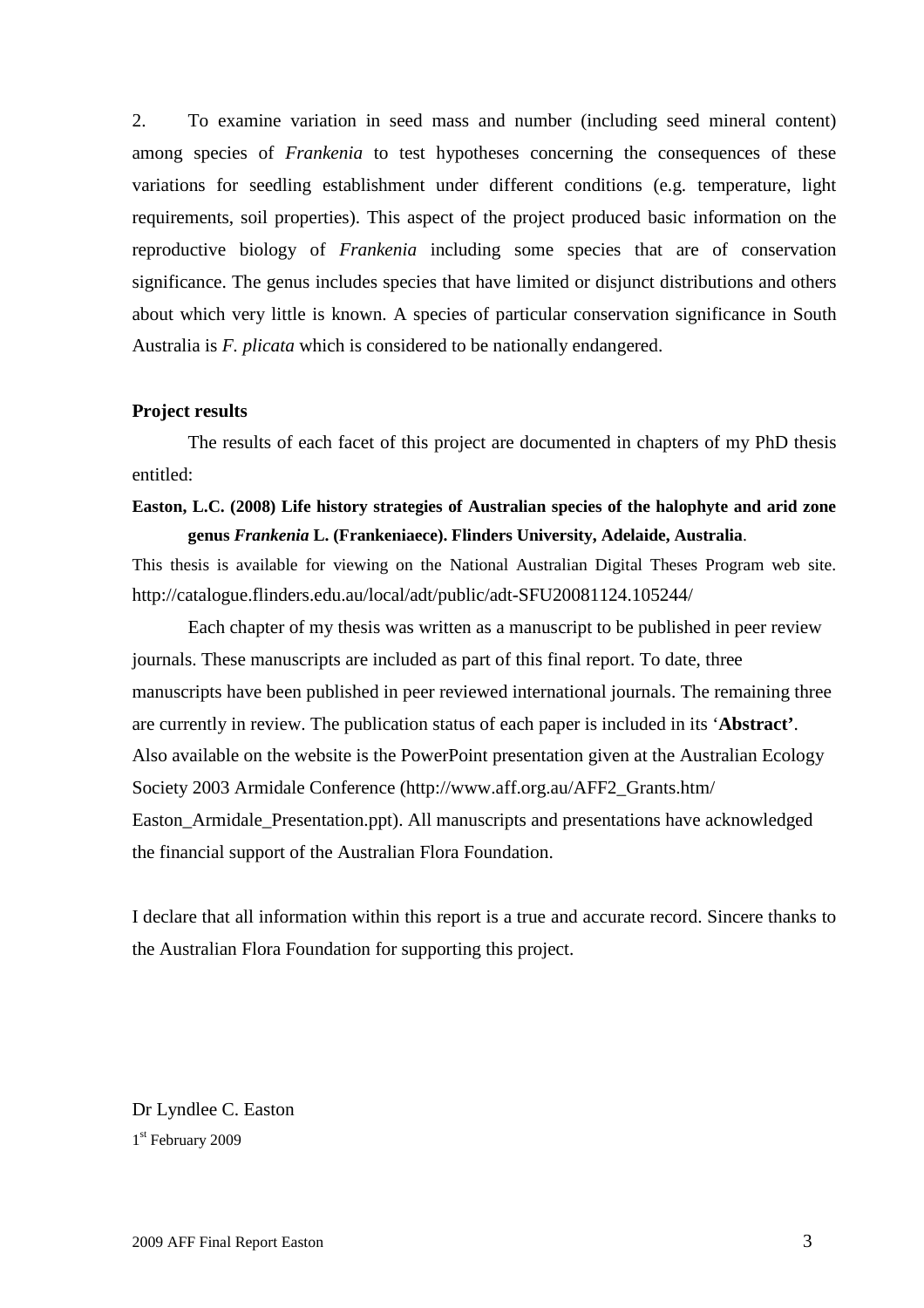2. To examine variation in seed mass and number (including seed mineral content) among species of *Frankenia* to test hypotheses concerning the consequences of these variations for seedling establishment under different conditions (e.g. temperature, light requirements, soil properties). This aspect of the project produced basic information on the reproductive biology of *Frankenia* including some species that are of conservation significance. The genus includes species that have limited or disjunct distributions and others about which very little is known. A species of particular conservation significance in South Australia is *F. plicata* which is considered to be nationally endangered.

**Project results**

The results of each facet of this project are documented in chapters of my PhD thesis entitled:

**Easton, L.C. (2008) Life history strategies of Australian species of the halophyte and arid zone genus *Frankenia* L. (Frankeniaece). Flinders University, Adelaide, Australia**.

This thesis is available for viewing on the National Australian Digital Theses Program web site. http://catalogue.flinders.edu.au/local/adt/public/adt-SFU20081124.105244/

Each chapter of my thesis was written as a manuscript to be published in peer review journals. These manuscripts are included as part of this final report. To date, three manuscripts have been published in peer reviewed international journals. The remaining three are currently in review. The publication status of each paper is included in its '**Abstract'**. Also available on the website is the PowerPoint presentation given at the Australian Ecology Society 2003 Armidale Conference (http://www.aff.org.au/AFF2_Grants.htm/Easton_Armidale_Presentation.ppt). All manuscripts and presentations have acknowledged the financial support of the Australian Flora Foundation.

I declare that all information within this report is a true and accurate record. Sincere thanks to the Australian Flora Foundation for supporting this project.

Dr Lyndlee C. Easton

1st February 2009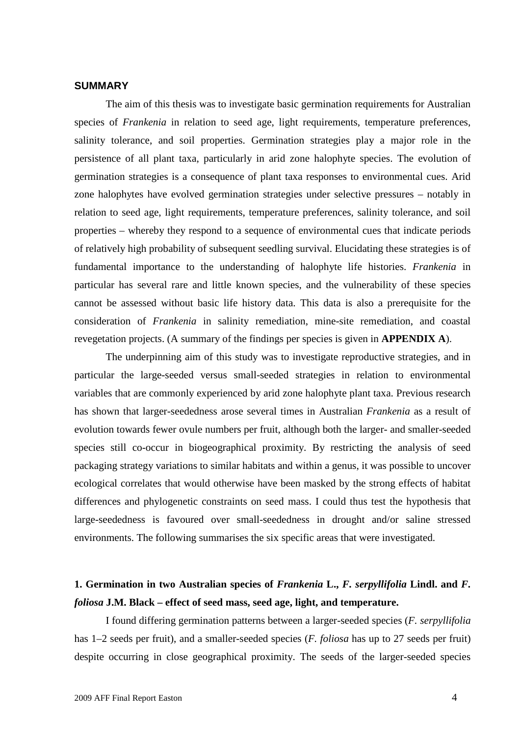## SUMMARY

The aim of this thesis was to investigate basic germination requirements for Australian species of *Frankenia* in relation to seed age, light requirements, temperature preferences, salinity tolerance, and soil properties. Germination strategies play a major role in the persistence of all plant taxa, particularly in arid zone halophyte species. The evolution of germination strategies is a consequence of plant taxa responses to environmental cues. Arid zone halophytes have evolved germination strategies under selective pressures – notably in relation to seed age, light requirements, temperature preferences, salinity tolerance, and soil properties – whereby they respond to a sequence of environmental cues that indicate periods of relatively high probability of subsequent seedling survival. Elucidating these strategies is of fundamental importance to the understanding of halophyte life histories. *Frankenia* in particular has several rare and little known species, and the vulnerability of these species cannot be assessed without basic life history data. This data is also a prerequisite for the consideration of *Frankenia* in salinity remediation, mine-site remediation, and coastal revegetation projects. (A summary of the findings per species is given in **APPENDIX A**).

The underpinning aim of this study was to investigate reproductive strategies, and in particular the large-seeded versus small-seeded strategies in relation to environmental variables that are commonly experienced by arid zone halophyte plant taxa. Previous research has shown that larger-seededness arose several times in Australian *Frankenia* as a result of evolution towards fewer ovule numbers per fruit, although both the larger- and smaller-seeded species still co-occur in biogeographical proximity. By restricting the analysis of seed packaging strategy variations to similar habitats and within a genus, it was possible to uncover ecological correlates that would otherwise have been masked by the strong effects of habitat differences and phylogenetic constraints on seed mass. I could thus test the hypothesis that large-seededness is favoured over small-seededness in drought and/or saline stressed environments. The following summarises the six specific areas that were investigated.

### 1. Germination in two Australian species of *Frankenia* L., *F. serpyllifolia* Lindl. and *F. foliosa* J.M. Black – effect of seed mass, seed age, light, and temperature.

I found differing germination patterns between a larger-seeded species (*F. serpyllifolia* has 1–2 seeds per fruit), and a smaller-seeded species (*F. foliosa* has up to 27 seeds per fruit) despite occurring in close geographical proximity. The seeds of the larger-seeded species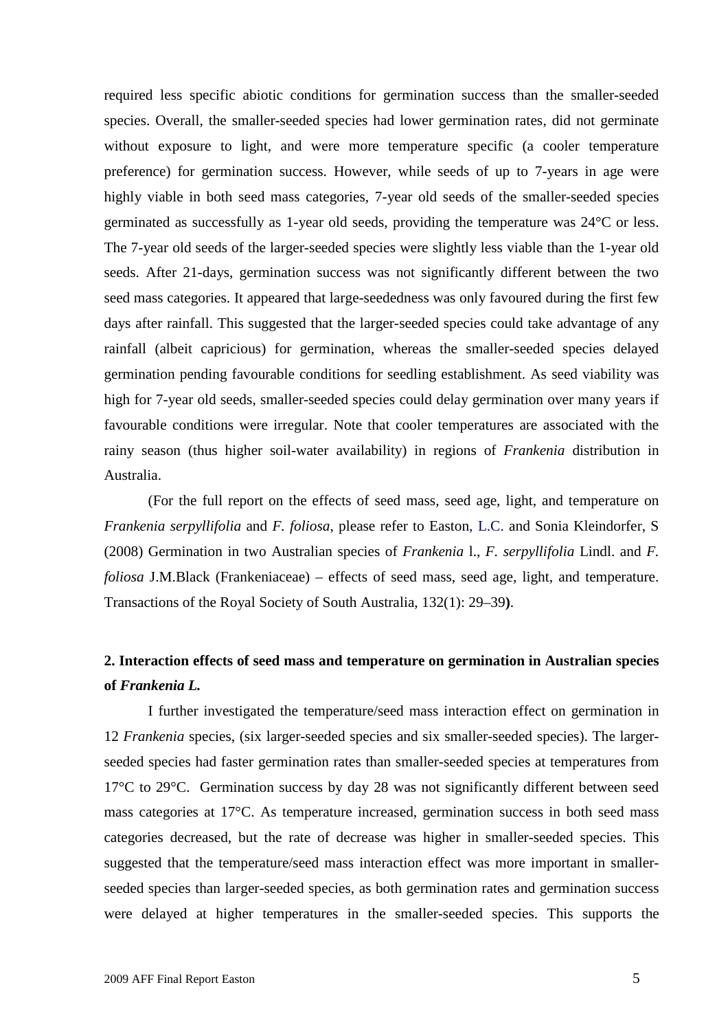required less specific abiotic conditions for germination success than the smaller-seeded species. Overall, the smaller-seeded species had lower germination rates, did not germinate without exposure to light, and were more temperature specific (a cooler temperature preference) for germination success. However, while seeds of up to 7-years in age were highly viable in both seed mass categories, 7-year old seeds of the smaller-seeded species germinated as successfully as 1-year old seeds, providing the temperature was 24°C or less. The 7-year old seeds of the larger-seeded species were slightly less viable than the 1-year old seeds. After 21-days, germination success was not significantly different between the two seed mass categories. It appeared that large-seededness was only favoured during the first few days after rainfall. This suggested that the larger-seeded species could take advantage of any rainfall (albeit capricious) for germination, whereas the smaller-seeded species delayed germination pending favourable conditions for seedling establishment. As seed viability was high for 7-year old seeds, smaller-seeded species could delay germination over many years if favourable conditions were irregular. Note that cooler temperatures are associated with the rainy season (thus higher soil-water availability) in regions of *Frankenia* distribution in Australia.

(For the full report on the effects of seed mass, seed age, light, and temperature on *Frankenia serpyllifolia* and *F. foliosa*, please refer to Easton, L.C. and Sonia Kleindorfer, S (2008) Germination in two Australian species of *Frankenia* l., *F. serpyllifolia* Lindl. and *F. foliosa* J.M.Black (Frankeniaceae) – effects of seed mass, seed age, light, and temperature. Transactions of the Royal Society of South Australia, 132(1): 29–39**)**.

## 2. Interaction effects of seed mass and temperature on germination in Australian species of *Frankenia L.*

I further investigated the temperature/seed mass interaction effect on germination in 12 *Frankenia* species, (six larger-seeded species and six smaller-seeded species). The larger-seeded species had faster germination rates than smaller-seeded species at temperatures from 17°C to 29°C. Germination success by day 28 was not significantly different between seed mass categories at 17°C. As temperature increased, germination success in both seed mass categories decreased, but the rate of decrease was higher in smaller-seeded species. This suggested that the temperature/seed mass interaction effect was more important in smaller-seeded species than larger-seeded species, as both germination rates and germination success were delayed at higher temperatures in the smaller-seeded species. This supports the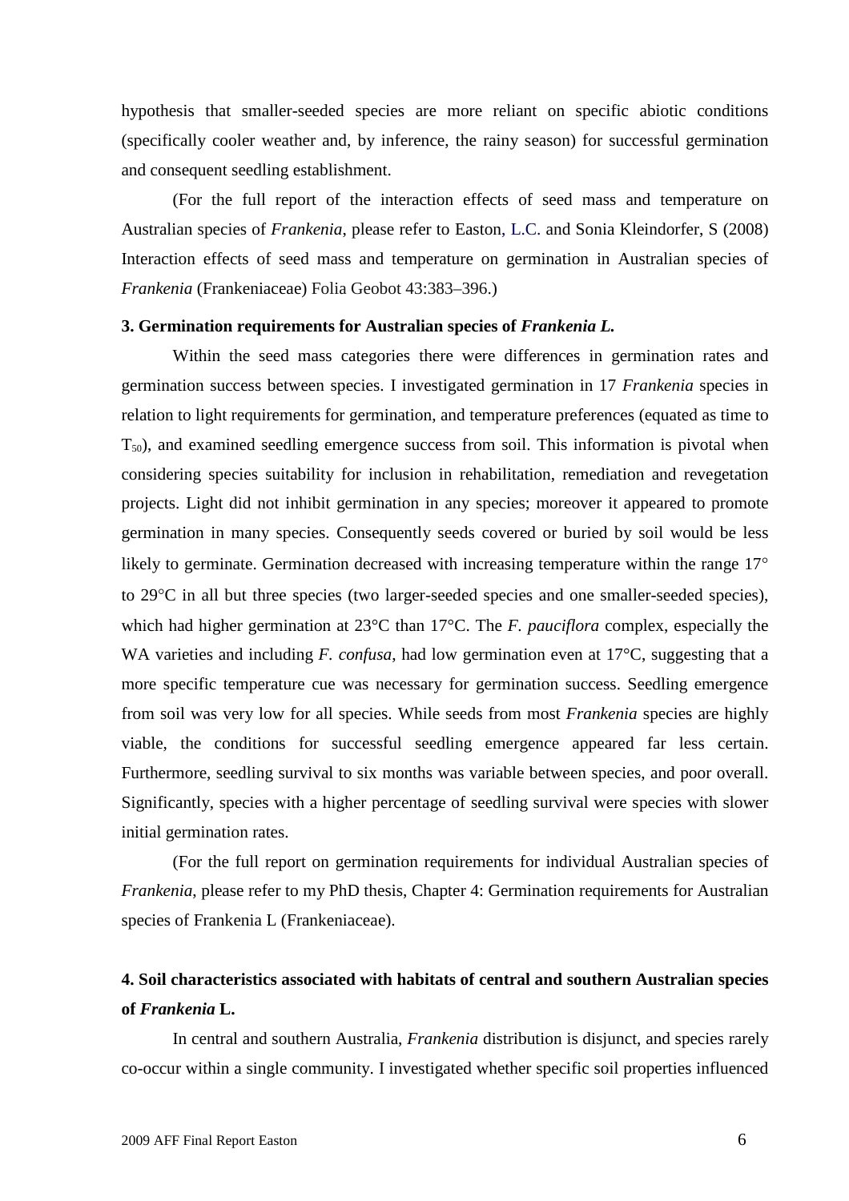hypothesis that smaller-seeded species are more reliant on specific abiotic conditions (specifically cooler weather and, by inference, the rainy season) for successful germination and consequent seedling establishment.

(For the full report of the interaction effects of seed mass and temperature on Australian species of *Frankenia*, please refer to Easton, L.C. and Sonia Kleindorfer, S (2008) Interaction effects of seed mass and temperature on germination in Australian species of *Frankenia* (Frankeniaceae) Folia Geobot 43:383–396.)

### 3. Germination requirements for Australian species of *Frankenia L.*

Within the seed mass categories there were differences in germination rates and germination success between species. I investigated germination in 17 *Frankenia* species in relation to light requirements for germination, and temperature preferences (equated as time to $T_{50}$), and examined seedling emergence success from soil. This information is pivotal when considering species suitability for inclusion in rehabilitation, remediation and revegetation projects. Light did not inhibit germination in any species; moreover it appeared to promote germination in many species. Consequently seeds covered or buried by soil would be less likely to germinate. Germination decreased with increasing temperature within the range 17° to 29°C in all but three species (two larger-seeded species and one smaller-seeded species), which had higher germination at 23°C than 17°C. The *F. pauciflora* complex, especially the WA varieties and including *F. confusa*, had low germination even at 17°C, suggesting that a more specific temperature cue was necessary for germination success. Seedling emergence from soil was very low for all species. While seeds from most *Frankenia* species are highly viable, the conditions for successful seedling emergence appeared far less certain. Furthermore, seedling survival to six months was variable between species, and poor overall. Significantly, species with a higher percentage of seedling survival were species with slower initial germination rates.

(For the full report on germination requirements for individual Australian species of *Frankenia*, please refer to my PhD thesis, Chapter 4: Germination requirements for Australian species of Frankenia L (Frankeniaceae).

### 4. Soil characteristics associated with habitats of central and southern Australian species of *Frankenia* L.

In central and southern Australia, *Frankenia* distribution is disjunct, and species rarely co-occur within a single community. I investigated whether specific soil properties influenced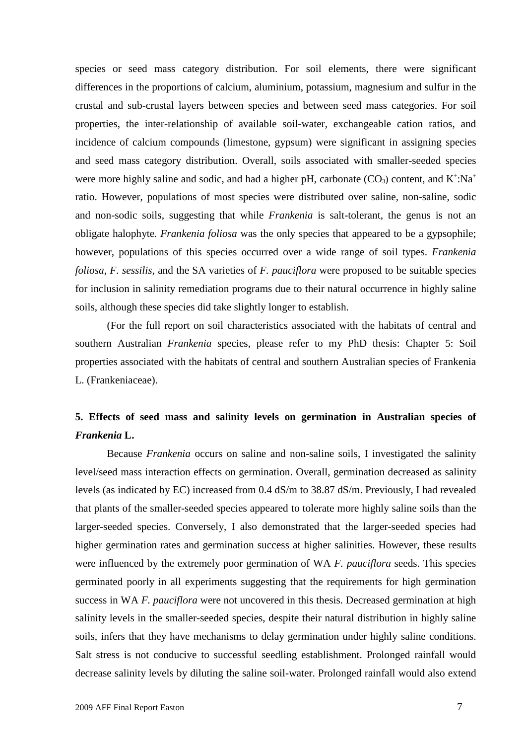species or seed mass category distribution. For soil elements, there were significant differences in the proportions of calcium, aluminium, potassium, magnesium and sulfur in the crustal and sub-crustal layers between species and between seed mass categories. For soil properties, the inter-relationship of available soil-water, exchangeable cation ratios, and incidence of calcium compounds (limestone, gypsum) were significant in assigning species and seed mass category distribution. Overall, soils associated with smaller-seeded species were more highly saline and sodic, and had a higher pH, carbonate ($CO_3$) content, and $K^+$:$Na^+$ ratio. However, populations of most species were distributed over saline, non-saline, sodic and non-sodic soils, suggesting that while *Frankenia* is salt-tolerant, the genus is not an obligate halophyte. *Frankenia foliosa* was the only species that appeared to be a gypsophile; however, populations of this species occurred over a wide range of soil types. *Frankenia foliosa*, *F. sessilis*, and the SA varieties of *F. pauciflora* were proposed to be suitable species for inclusion in salinity remediation programs due to their natural occurrence in highly saline soils, although these species did take slightly longer to establish.

(For the full report on soil characteristics associated with the habitats of central and southern Australian *Frankenia* species, please refer to my PhD thesis: Chapter 5: Soil properties associated with the habitats of central and southern Australian species of Frankenia L. (Frankeniaceae).

## 5. Effects of seed mass and salinity levels on germination in Australian species of *Frankenia* L.

Because *Frankenia* occurs on saline and non-saline soils, I investigated the salinity level/seed mass interaction effects on germination. Overall, germination decreased as salinity levels (as indicated by EC) increased from 0.4 dS/m to 38.87 dS/m. Previously, I had revealed that plants of the smaller-seeded species appeared to tolerate more highly saline soils than the larger-seeded species. Conversely, I also demonstrated that the larger-seeded species had higher germination rates and germination success at higher salinities. However, these results were influenced by the extremely poor germination of WA *F. pauciflora* seeds. This species germinated poorly in all experiments suggesting that the requirements for high germination success in WA *F. pauciflora* were not uncovered in this thesis. Decreased germination at high salinity levels in the smaller-seeded species, despite their natural distribution in highly saline soils, infers that they have mechanisms to delay germination under highly saline conditions. Salt stress is not conducive to successful seedling establishment. Prolonged rainfall would decrease salinity levels by diluting the saline soil-water. Prolonged rainfall would also extend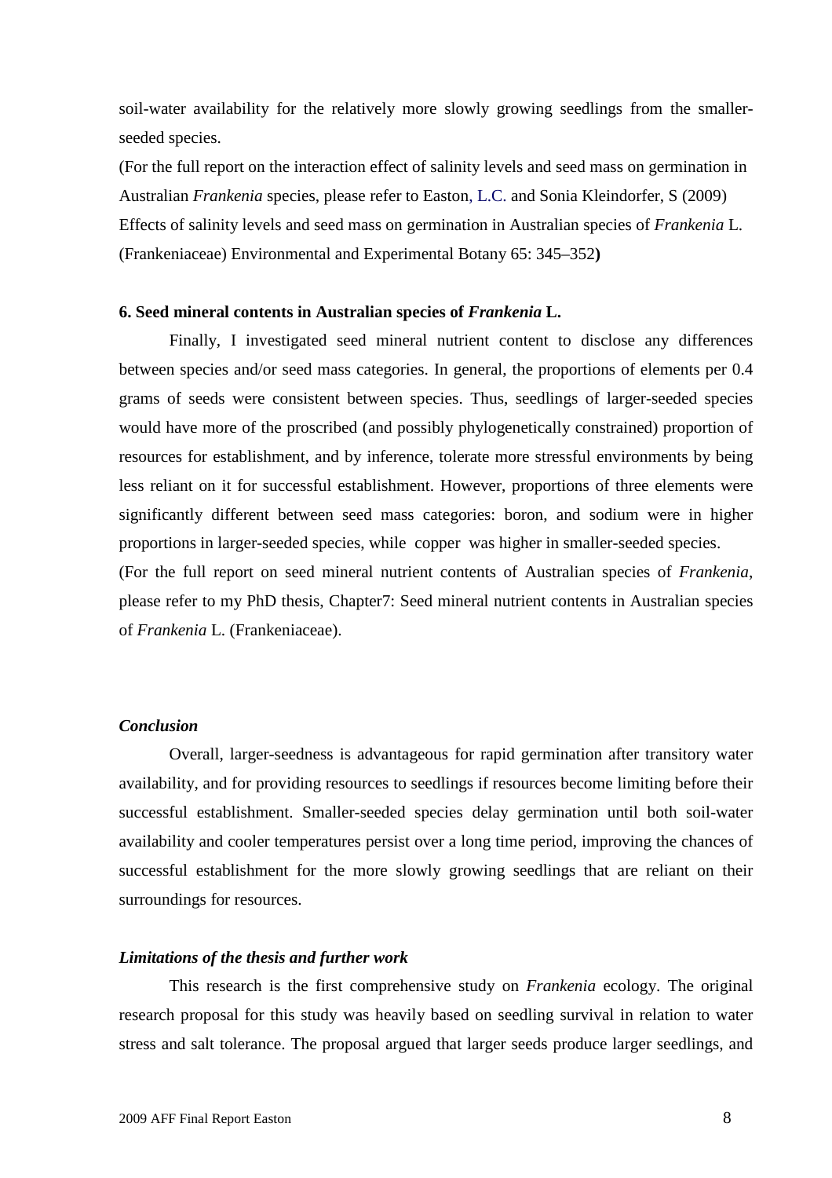soil-water availability for the relatively more slowly growing seedlings from the smaller-seeded species.

(For the full report on the interaction effect of salinity levels and seed mass on germination in Australian *Frankenia* species, please refer to Easton, L.C. and Sonia Kleindorfer, S (2009) Effects of salinity levels and seed mass on germination in Australian species of *Frankenia* L. (Frankeniaceae) Environmental and Experimental Botany 65: 345–352**)**

**6. Seed mineral contents in Australian species of *Frankenia* L.**

Finally, I investigated seed mineral nutrient content to disclose any differences between species and/or seed mass categories. In general, the proportions of elements per 0.4 grams of seeds were consistent between species. Thus, seedlings of larger-seeded species would have more of the proscribed (and possibly phylogenetically constrained) proportion of resources for establishment, and by inference, tolerate more stressful environments by being less reliant on it for successful establishment. However, proportions of three elements were significantly different between seed mass categories: boron, and sodium were in higher proportions in larger-seeded species, while copper was higher in smaller-seeded species.

(For the full report on seed mineral nutrient contents of Australian species of *Frankenia*, please refer to my PhD thesis, Chapter7: Seed mineral nutrient contents in Australian species of *Frankenia* L. (Frankeniaceae).

***Conclusion***

Overall, larger-seedness is advantageous for rapid germination after transitory water availability, and for providing resources to seedlings if resources become limiting before their successful establishment. Smaller-seeded species delay germination until both soil-water availability and cooler temperatures persist over a long time period, improving the chances of successful establishment for the more slowly growing seedlings that are reliant on their surroundings for resources.

***Limitations of the thesis and further work***

This research is the first comprehensive study on *Frankenia* ecology. The original research proposal for this study was heavily based on seedling survival in relation to water stress and salt tolerance. The proposal argued that larger seeds produce larger seedlings, and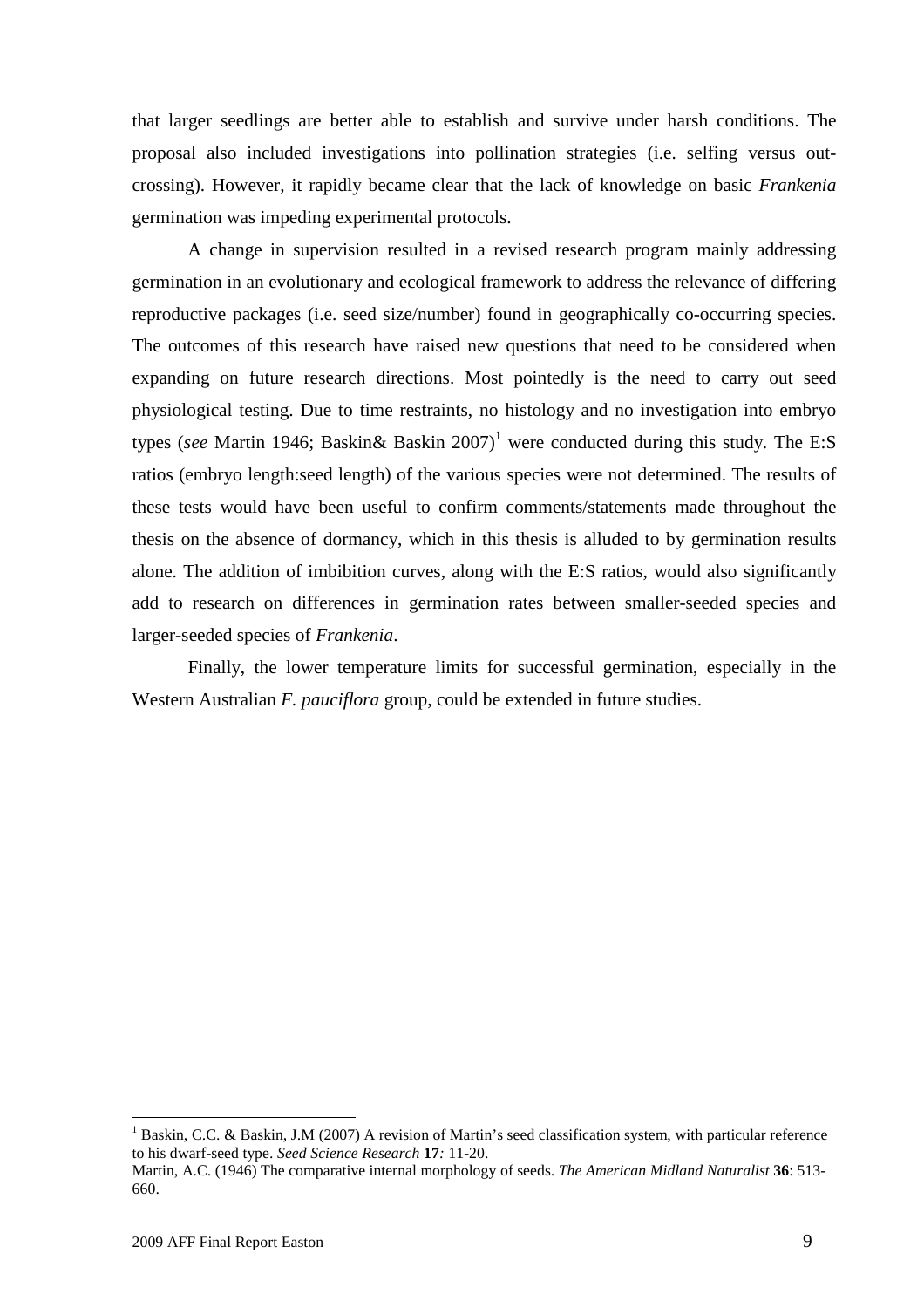that larger seedlings are better able to establish and survive under harsh conditions. The proposal also included investigations into pollination strategies (i.e. selfing versus out-crossing). However, it rapidly became clear that the lack of knowledge on basic *Frankenia* germination was impeding experimental protocols.

A change in supervision resulted in a revised research program mainly addressing germination in an evolutionary and ecological framework to address the relevance of differing reproductive packages (i.e. seed size/number) found in geographically co-occurring species. The outcomes of this research have raised new questions that need to be considered when expanding on future research directions. Most pointedly is the need to carry out seed physiological testing. Due to time restraints, no histology and no investigation into embryo types (*see* Martin 1946; Baskin& Baskin 2007)[1] were conducted during this study. The E:S ratios (embryo length:seed length) of the various species were not determined. The results of these tests would have been useful to confirm comments/statements made throughout the thesis on the absence of dormancy, which in this thesis is alluded to by germination results alone. The addition of imbibition curves, along with the E:S ratios, would also significantly add to research on differences in germination rates between smaller-seeded species and larger-seeded species of *Frankenia*.

Finally, the lower temperature limits for successful germination, especially in the Western Australian *F. pauciflora* group, could be extended in future studies.

---

[1] Baskin, C.C. & Baskin, J.M (2007) A revision of Martin's seed classification system, with particular reference to his dwarf-seed type. *Seed Science Research* **17**: 11-20.
Martin, A.C. (1946) The comparative internal morphology of seeds. *The American Midland Naturalist* **36**: 513-660.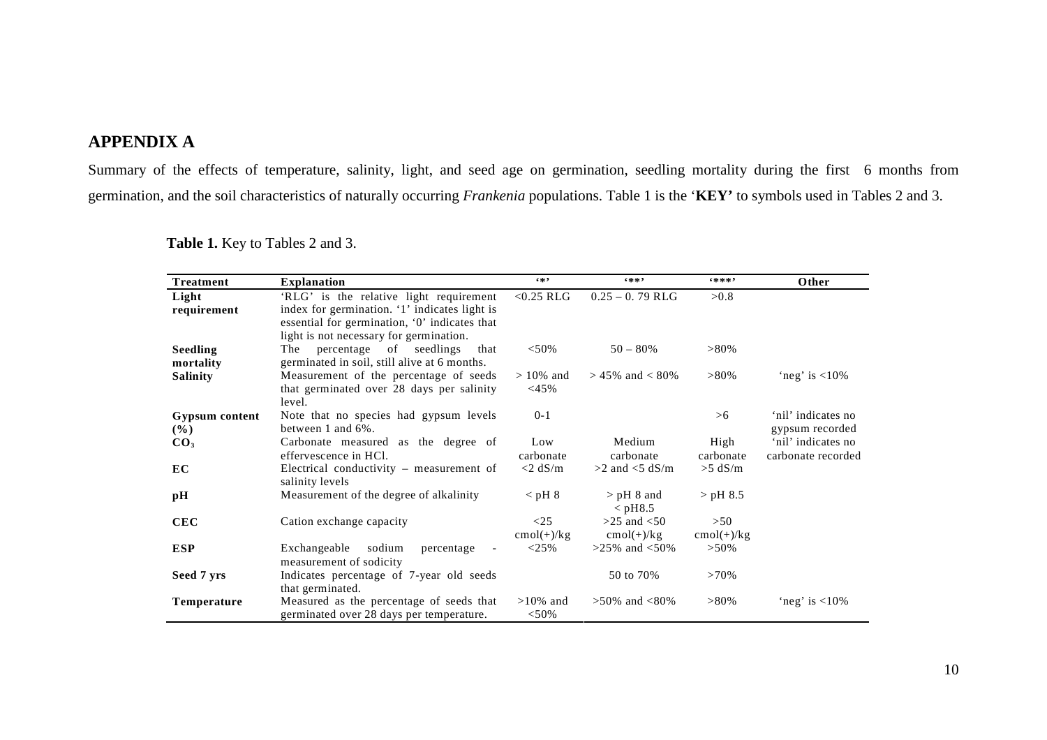## APPENDIX A

Summary of the effects of temperature, salinity, light, and seed age on germination, seedling mortality during the first 6 months from germination, and the soil characteristics of naturally occurring *Frankenia* populations. Table 1 is the '**KEY'** to symbols used in Tables 2 and 3.

**Table 1.** Key to Tables 2 and 3.

| Treatment | Explanation | '*' | '**' | '***' | Other |
|---|---|---|---|---|---|
| **Light requirement** | 'RLG' is the relative light requirement index for germination. '1' indicates light is essential for germination, '0' indicates that light is not necessary for germination. | <0.25 RLG | 0.25 – 0. 79 RLG | >0.8 | |
| **Seedling mortality** | The percentage of seedlings that germinated in soil, still alive at 6 months. | <50% | 50 – 80% | >80% | |
| **Salinity** | Measurement of the percentage of seeds that germinated over 28 days per salinity level. | > 10% and <45% | > 45% and < 80% | >80% | 'neg' is <10% |
| **Gypsum content (%)** | Note that no species had gypsum levels between 1 and 6%. | 0-1 | | >6 | 'nil' indicates no gypsum recorded |
| **$CO_3$** | Carbonate measured as the degree of effervescence in HCl. | Low carbonate | Medium carbonate | High carbonate | 'nil' indicates no carbonate recorded |
| **EC** | Electrical conductivity – measurement of salinity levels | <2 dS/m | >2 and <5 dS/m | >5 dS/m | |
| **pH** | Measurement of the degree of alkalinity | < pH 8 | > pH 8 and < pH8.5 | > pH 8.5 | |
| **CEC** | Cation exchange capacity | <25 cmol(+)/kg | >25 and <50 cmol(+)/kg | >50 cmol(+)/kg | |
| **ESP** | Exchangeable sodium percentage - measurement of sodicity | <25% | >25% and <50% | >50% | |
| **Seed 7 yrs** | Indicates percentage of 7-year old seeds that germinated. | | 50 to 70% | >70% | |
| **Temperature** | Measured as the percentage of seeds that germinated over 28 days per temperature. | >10% and <50% | >50% and <80% | >80% | 'neg' is <10% |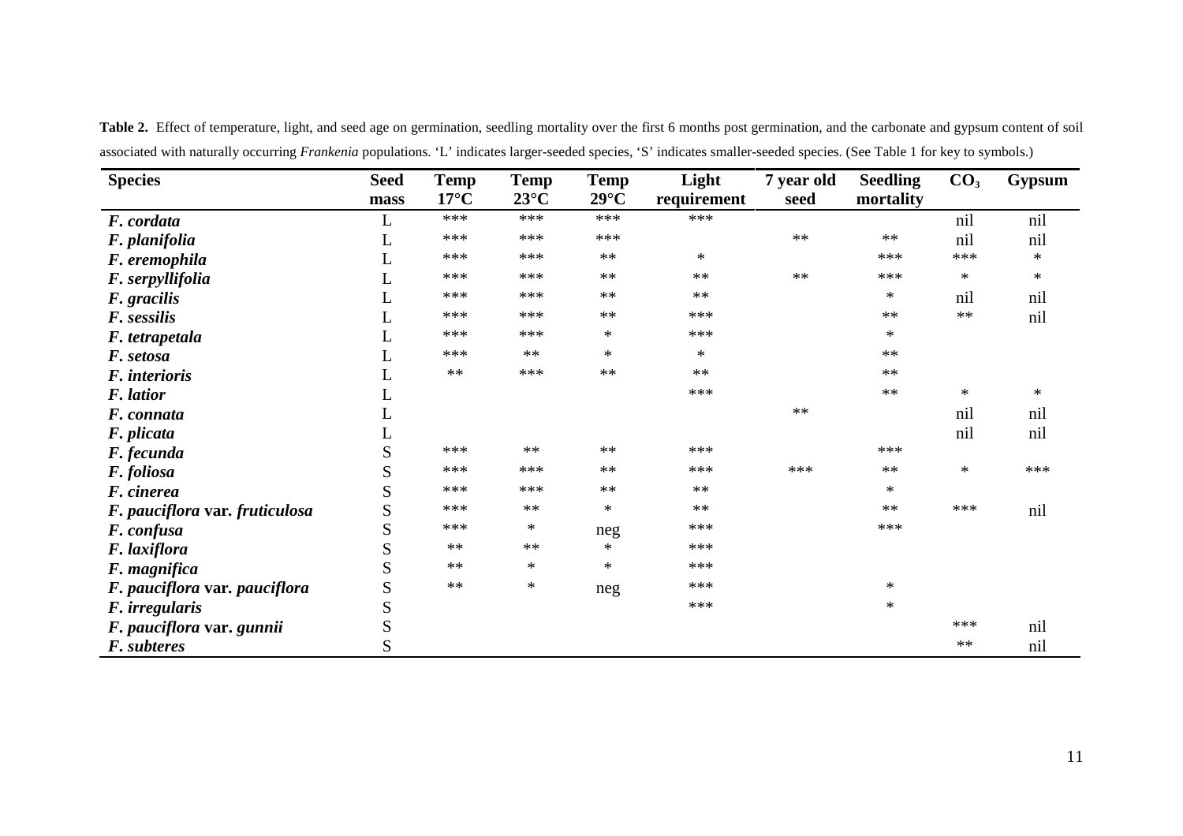**Table 2.** Effect of temperature, light, and seed age on germination, seedling mortality over the first 6 months post germination, and the carbonate and gypsum content of soil associated with naturally occurring *Frankenia* populations. 'L' indicates larger-seeded species, 'S' indicates smaller-seeded species. (See Table 1 for key to symbols.)

| Species | Seed mass | Temp 17°C | Temp 23°C | Temp 29°C | Light requirement | 7 year old seed | Seedling mortality | $CO_3$ | Gypsum |
|---|---|---|---|---|---|---|---|---|---|
| ***F. cordata*** | L | *** | *** | *** | *** | | | nil | nil |
| ***F. planifolia*** | L | *** | *** | *** | | ** | ** | nil | nil |
| ***F. eremophila*** | L | *** | *** | ** | * | | *** | *** | * |
| ***F. serpyllifolia*** | L | *** | *** | ** | ** | ** | *** | * | * |
| ***F. gracilis*** | L | *** | *** | ** | ** | | * | nil | nil |
| ***F. sessilis*** | L | *** | *** | ** | *** | | ** | ** | nil |
| ***F. tetrapetala*** | L | *** | *** | * | *** | | * | | |
| ***F. setosa*** | L | *** | ** | * | * | | ** | | |
| ***F. interioris*** | L | ** | *** | ** | ** | | ** | | |
| ***F. latior*** | L | | | | *** | | ** | * | * |
| ***F. connata*** | L | | | | | ** | | nil | nil |
| ***F. plicata*** | L | | | | | | | nil | nil |
| ***F. fecunda*** | S | *** | ** | ** | *** | | *** | | |
| ***F. foliosa*** | S | *** | *** | ** | *** | *** | ** | * | *** |
| ***F. cinerea*** | S | *** | *** | ** | ** | | * | | |
| ***F. pauciflora* var. *fruticulosa*** | S | *** | ** | * | ** | | ** | *** | nil |
| ***F. confusa*** | S | *** | * | neg | *** | | *** | | |
| ***F. laxiflora*** | S | ** | ** | * | *** | | | | |
| ***F. magnifica*** | S | ** | * | * | *** | | | | |
| ***F. pauciflora* var. *pauciflora*** | S | ** | * | neg | *** | | * | | |
| ***F. irregularis*** | S | | | | *** | | * | | |
| ***F. pauciflora* var. *gunnii*** | S | | | | | | | *** | nil |
| ***F. subteres*** | S | | | | | | | ** | nil |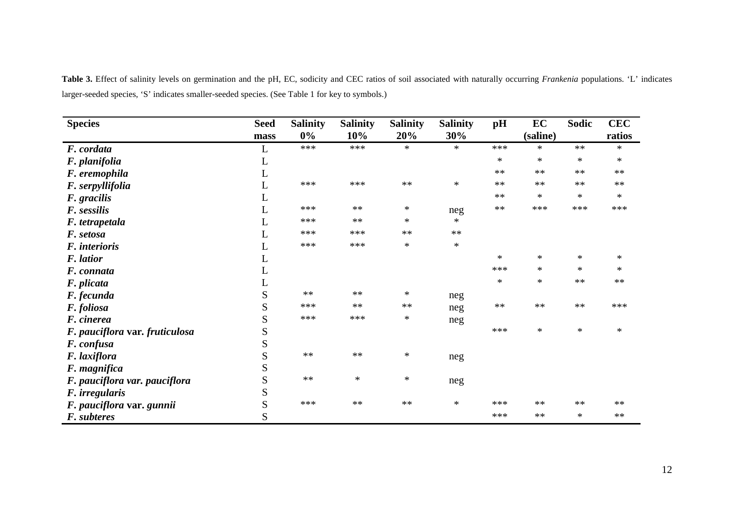**Table 3.** Effect of salinity levels on germination and the pH, EC, sodicity and CEC ratios of soil associated with naturally occurring *Frankenia* populations. 'L' indicates larger-seeded species, 'S' indicates smaller-seeded species. (See Table 1 for key to symbols.)

| Species | Seed mass | Salinity 0% | Salinity 10% | Salinity 20% | Salinity 30% | pH | EC (saline) | Sodic | CEC ratios |
|---|---|---|---|---|---|---|---|---|---|
| ***F. cordata*** | L | *** | *** | * | * | *** | * | ** | * |
| ***F. planifolia*** | L | | | | | * | * | * | * |
| ***F. eremophila*** | L | | | | | ** | ** | ** | ** |
| ***F. serpyllifolia*** | L | *** | *** | ** | * | ** | ** | ** | ** |
| ***F. gracilis*** | L | | | | | ** | * | * | * |
| ***F. sessilis*** | L | *** | ** | * | neg | ** | *** | *** | *** |
| ***F. tetrapetala*** | L | *** | ** | * | * | | | | |
| ***F. setosa*** | L | *** | *** | ** | ** | | | | |
| ***F. interioris*** | L | *** | *** | * | * | | | | |
| ***F. latior*** | L | | | | | * | * | * | * |
| ***F. connata*** | L | | | | | *** | * | * | * |
| ***F. plicata*** | L | | | | | * | * | ** | ** |
| ***F. fecunda*** | S | ** | ** | * | neg | | | | |
| ***F. foliosa*** | S | *** | ** | ** | neg | ** | ** | ** | *** |
| ***F. cinerea*** | S | *** | *** | * | neg | | | | |
| ***F. pauciflora* var. *fruticulosa*** | S | | | | | *** | * | * | * |
| ***F. confusa*** | S | | | | | | | | |
| ***F. laxiflora*** | S | ** | ** | * | neg | | | | |
| ***F. magnifica*** | S | | | | | | | | |
| ***F. pauciflora var. pauciflora*** | S | ** | * | * | neg | | | | |
| ***F. irregularis*** | S | | | | | | | | |
| ***F. pauciflora* var. *gunnii*** | S | *** | ** | ** | * | *** | ** | ** | ** |
| ***F. subteres*** | S | | | | | *** | ** | * | ** |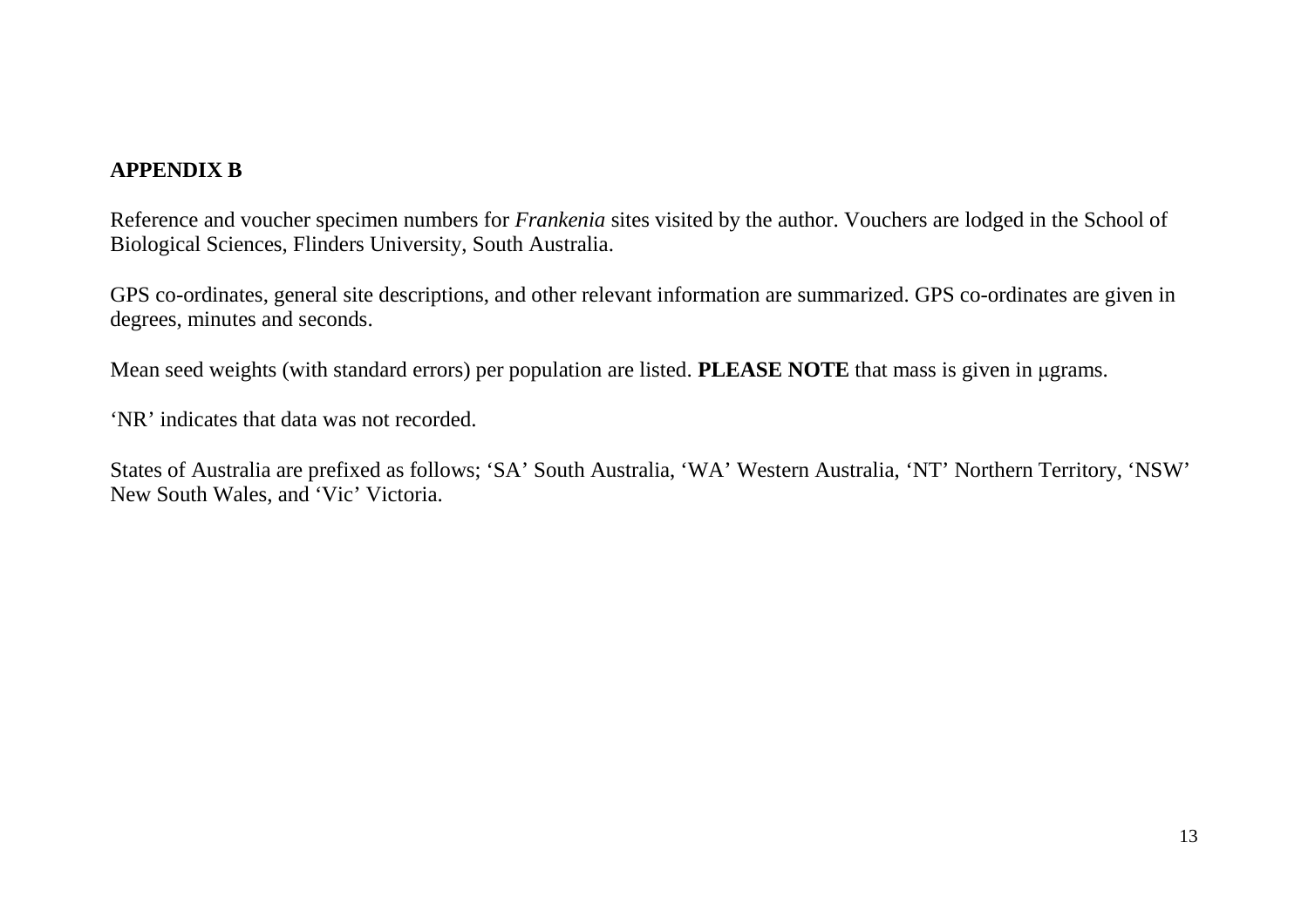**APPENDIX B**

Reference and voucher specimen numbers for *Frankenia* sites visited by the author. Vouchers are lodged in the School of Biological Sciences, Flinders University, South Australia.

GPS co-ordinates, general site descriptions, and other relevant information are summarized. GPS co-ordinates are given in degrees, minutes and seconds.

Mean seed weights (with standard errors) per population are listed. **PLEASE NOTE** that mass is given in μgrams.

'NR' indicates that data was not recorded.

States of Australia are prefixed as follows; 'SA' South Australia, 'WA' Western Australia, 'NT' Northern Territory, 'NSW' New South Wales, and 'Vic' Victoria.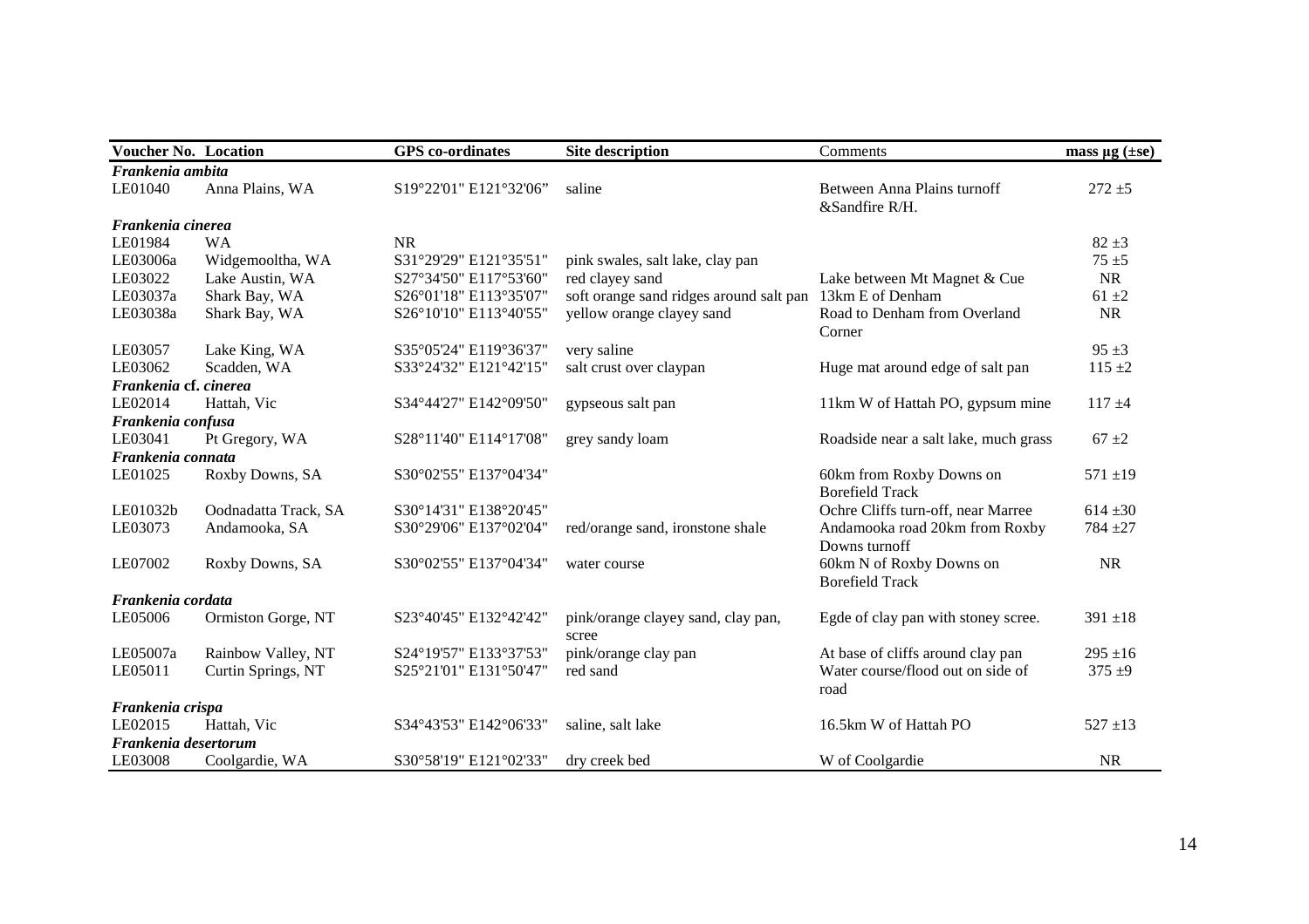| Voucher No. | Location | GPS co-ordinates | Site description | Comments | mass µg (±se) |
|---|---|---|---|---|---|
| ***Frankenia ambita*** | | | | | |
| LE01040 | Anna Plains, WA | S19°22'01" E121°32'06" | saline | Between Anna Plains turnoff &Sandfire R/H. | 272 ±5 |
| ***Frankenia cinerea*** | | | | | |
| LE01984 | WA | NR | | | 82 ±3 |
| LE03006a | Widgemooltha, WA | S31°29'29" E121°35'51" | pink swales, salt lake, clay pan | | 75 ±5 |
| LE03022 | Lake Austin, WA | S27°34'50" E117°53'60" | red clayey sand | Lake between Mt Magnet & Cue | NR |
| LE03037a | Shark Bay, WA | S26°01'18" E113°35'07" | soft orange sand ridges around salt pan | 13km E of Denham | 61 ±2 |
| LE03038a | Shark Bay, WA | S26°10'10" E113°40'55" | yellow orange clayey sand | Road to Denham from Overland Corner | NR |
| LE03057 | Lake King, WA | S35°05'24" E119°36'37" | very saline | | 95 ±3 |
| LE03062 | Scadden, WA | S33°24'32" E121°42'15" | salt crust over claypan | Huge mat around edge of salt pan | 115 ±2 |
| ***Frankenia* cf. *cinerea*** | | | | | |
| LE02014 | Hattah, Vic | S34°44'27" E142°09'50" | gypseous salt pan | 11km W of Hattah PO, gypsum mine | 117 ±4 |
| ***Frankenia confusa*** | | | | | |
| LE03041 | Pt Gregory, WA | S28°11'40" E114°17'08" | grey sandy loam | Roadside near a salt lake, much grass | 67 ±2 |
| ***Frankenia connata*** | | | | | |
| LE01025 | Roxby Downs, SA | S30°02'55" E137°04'34" | | 60km from Roxby Downs on Borefield Track | 571 ±19 |
| LE01032b | Oodnadatta Track, SA | S30°14'31" E138°20'45" | | Ochre Cliffs turn-off, near Marree | 614 ±30 |
| LE03073 | Andamooka, SA | S30°29'06" E137°02'04" | red/orange sand, ironstone shale | Andamooka road 20km from Roxby Downs turnoff | 784 ±27 |
| LE07002 | Roxby Downs, SA | S30°02'55" E137°04'34" | water course | 60km N of Roxby Downs on Borefield Track | NR |
| ***Frankenia cordata*** | | | | | |
| LE05006 | Ormiston Gorge, NT | S23°40'45" E132°42'42" | pink/orange clayey sand, clay pan, scree | Egde of clay pan with stoney scree. | 391 ±18 |
| LE05007a | Rainbow Valley, NT | S24°19'57" E133°37'53" | pink/orange clay pan | At base of cliffs around clay pan | 295 ±16 |
| LE05011 | Curtin Springs, NT | S25°21'01" E131°50'47" | red sand | Water course/flood out on side of road | 375 ±9 |
| ***Frankenia crispa*** | | | | | |
| LE02015 | Hattah, Vic | S34°43'53" E142°06'33" | saline, salt lake | 16.5km W of Hattah PO | 527 ±13 |
| ***Frankenia desertorum*** | | | | | |
| LE03008 | Coolgardie, WA | S30°58'19" E121°02'33" | dry creek bed | W of Coolgardie | NR |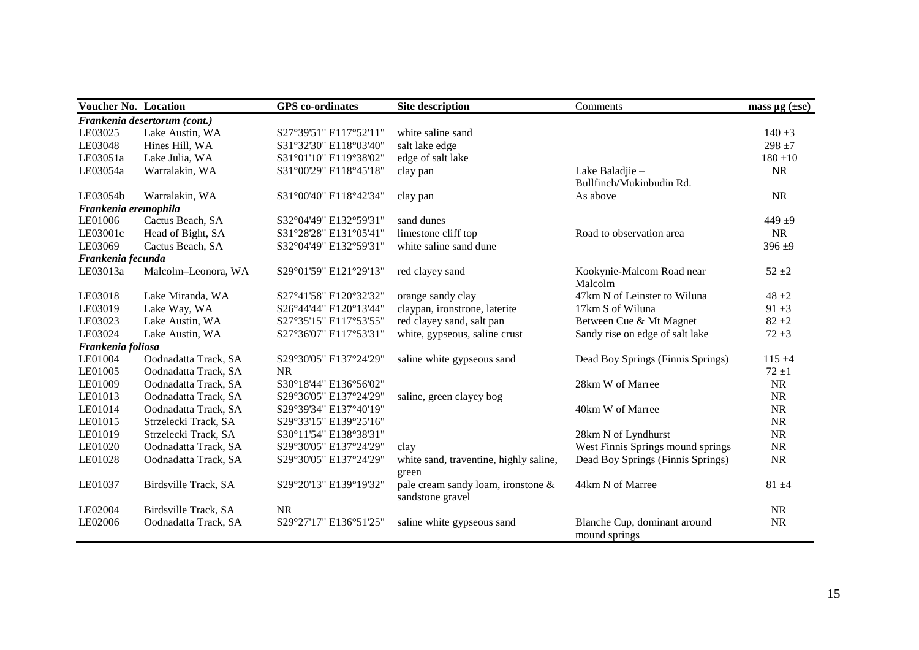| Voucher No. | Location | GPS co-ordinates | Site description | Comments | mass µg (±se) |
|---|---|---|---|---|---|
| ***Frankenia desertorum (cont.)*** | | | | | |
| LE03025 | Lake Austin, WA | S27°39'51" E117°52'11" | white saline sand | | 140 ±3 |
| LE03048 | Hines Hill, WA | S31°32'30" E118°03'40" | salt lake edge | | 298 ±7 |
| LE03051a | Lake Julia, WA | S31°01'10" E119°38'02" | edge of salt lake | | 180 ±10 |
| LE03054a | Warralakin, WA | S31°00'29" E118°45'18" | clay pan | Lake Baladjie – Bullfinch/Mukinbudin Rd. | NR |
| LE03054b | Warralakin, WA | S31°00'40" E118°42'34" | clay pan | As above | NR |
| ***Frankenia eremophila*** | | | | | |
| LE01006 | Cactus Beach, SA | S32°04'49" E132°59'31" | sand dunes | | 449 ±9 |
| LE03001c | Head of Bight, SA | S31°28'28" E131°05'41" | limestone cliff top | Road to observation area | NR |
| LE03069 | Cactus Beach, SA | S32°04'49" E132°59'31" | white saline sand dune | | 396 ±9 |
| ***Frankenia fecunda*** | | | | | |
| LE03013a | Malcolm–Leonora, WA | S29°01'59" E121°29'13" | red clayey sand | Kookynie-Malcom Road near Malcolm | 52 ±2 |
| LE03018 | Lake Miranda, WA | S27°41'58" E120°32'32" | orange sandy clay | 47km N of Leinster to Wiluna | 48 ±2 |
| LE03019 | Lake Way, WA | S26°44'44" E120°13'44" | claypan, ironstrone, laterite | 17km S of Wiluna | 91 ±3 |
| LE03023 | Lake Austin, WA | S27°35'15" E117°53'55" | red clayey sand, salt pan | Between Cue & Mt Magnet | 82 ±2 |
| LE03024 | Lake Austin, WA | S27°36'07" E117°53'31" | white, gypseous, saline crust | Sandy rise on edge of salt lake | 72 ±3 |
| ***Frankenia foliosa*** | | | | | |
| LE01004 | Oodnadatta Track, SA | S29°30'05" E137°24'29" | saline white gypseous sand | Dead Boy Springs (Finnis Springs) | 115 ±4 |
| LE01005 | Oodnadatta Track, SA | NR | | | 72 ±1 |
| LE01009 | Oodnadatta Track, SA | S30°18'44" E136°56'02" | | 28km W of Marree | NR |
| LE01013 | Oodnadatta Track, SA | S29°36'05" E137°24'29" | saline, green clayey bog | | NR |
| LE01014 | Oodnadatta Track, SA | S29°39'34" E137°40'19" | | 40km W of Marree | NR |
| LE01015 | Strzelecki Track, SA | S29°33'15" E139°25'16" | | | NR |
| LE01019 | Strzelecki Track, SA | S30°11'54" E138°38'31" | | 28km N of Lyndhurst | NR |
| LE01020 | Oodnadatta Track, SA | S29°30'05" E137°24'29" | clay | West Finnis Springs mound springs | NR |
| LE01028 | Oodnadatta Track, SA | S29°30'05" E137°24'29" | white sand, traventine, highly saline, green | Dead Boy Springs (Finnis Springs) | NR |
| LE01037 | Birdsville Track, SA | S29°20'13" E139°19'32" | pale cream sandy loam, ironstone & sandstone gravel | 44km N of Marree | 81 ±4 |
| LE02004 | Birdsville Track, SA | NR | | | NR |
| LE02006 | Oodnadatta Track, SA | S29°27'17" E136°51'25" | saline white gypseous sand | Blanche Cup, dominant around mound springs | NR |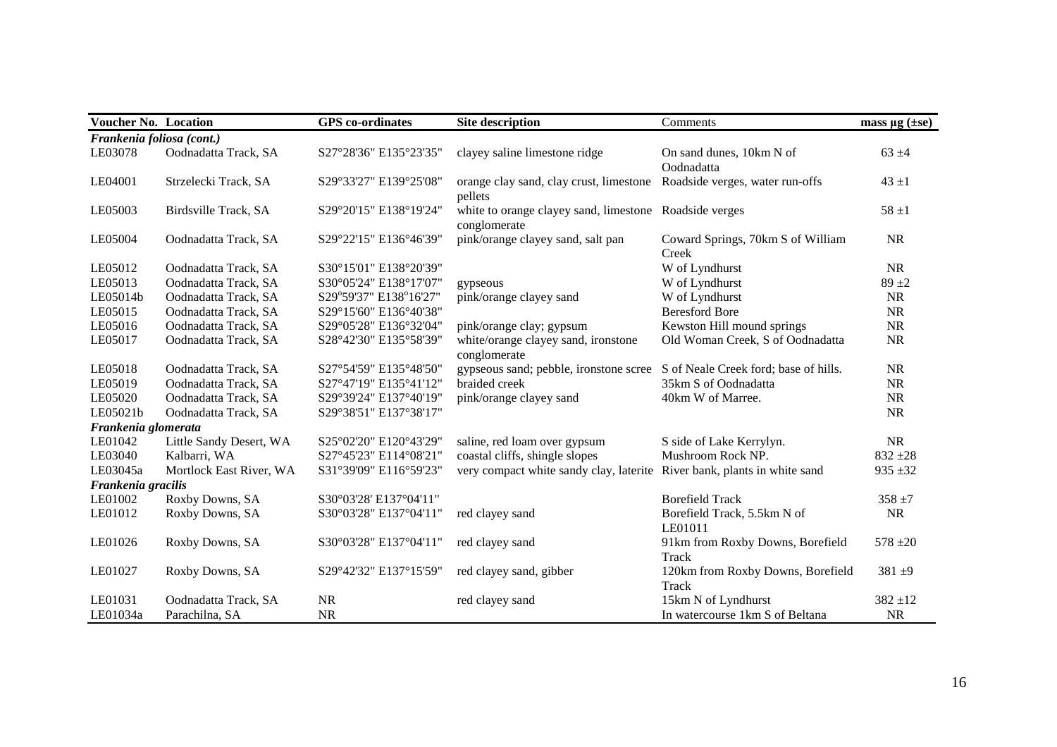| Voucher No. | Location | GPS co-ordinates | Site description | Comments | mass µg (±se) |
|---|---|---|---|---|---|
| ***Frankenia foliosa* (cont.)** | | | | | |
| LE03078 | Oodnadatta Track, SA | S27°28'36" E135°23'35" | clayey saline limestone ridge | On sand dunes, 10km N of Oodnadatta | 63 ±4 |
| LE04001 | Strzelecki Track, SA | S29°33'27" E139°25'08" | orange clay sand, clay crust, limestone pellets | Roadside verges, water run-offs | 43 ±1 |
| LE05003 | Birdsville Track, SA | S29°20'15" E138°19'24" | white to orange clayey sand, limestone conglomerate | Roadside verges | 58 ±1 |
| LE05004 | Oodnadatta Track, SA | S29°22'15" E136°46'39" | pink/orange clayey sand, salt pan | Coward Springs, 70km S of William Creek | NR |
| LE05012 | Oodnadatta Track, SA | S30°15'01" E138°20'39" | | W of Lyndhurst | NR |
| LE05013 | Oodnadatta Track, SA | S30°05'24" E138°17'07" | gypseous | W of Lyndhurst | 89 ±2 |
| LE05014b | Oodnadatta Track, SA | S29°59'37" E138°16'27" | pink/orange clayey sand | W of Lyndhurst | NR |
| LE05015 | Oodnadatta Track, SA | S29°15'60" E136°40'38" | | Beresford Bore | NR |
| LE05016 | Oodnadatta Track, SA | S29°05'28" E136°32'04" | pink/orange clay; gypsum | Kewston Hill mound springs | NR |
| LE05017 | Oodnadatta Track, SA | S28°42'30" E135°58'39" | white/orange clayey sand, ironstone conglomerate | Old Woman Creek, S of Oodnadatta | NR |
| LE05018 | Oodnadatta Track, SA | S27°54'59" E135°48'50" | gypseous sand; pebble, ironstone scree | S of Neale Creek ford; base of hills. | NR |
| LE05019 | Oodnadatta Track, SA | S27°47'19" E135°41'12" | braided creek | 35km S of Oodnadatta | NR |
| LE05020 | Oodnadatta Track, SA | S29°39'24" E137°40'19" | pink/orange clayey sand | 40km W of Marree. | NR |
| LE05021b | Oodnadatta Track, SA | S29°38'51" E137°38'17" | | | NR |
| ***Frankenia glomerata*** | | | | | |
| LE01042 | Little Sandy Desert, WA | S25°02'20" E120°43'29" | saline, red loam over gypsum | S side of Lake Kerrylyn. | NR |
| LE03040 | Kalbarri, WA | S27°45'23" E114°08'21" | coastal cliffs, shingle slopes | Mushroom Rock NP. | 832 ±28 |
| LE03045a | Mortlock East River, WA | S31°39'09" E116°59'23" | very compact white sandy clay, laterite | River bank, plants in white sand | 935 ±32 |
| ***Frankenia gracilis*** | | | | | |
| LE01002 | Roxby Downs, SA | S30°03'28' E137°04'11" | | Borefield Track | 358 ±7 |
| LE01012 | Roxby Downs, SA | S30°03'28" E137°04'11" | red clayey sand | Borefield Track, 5.5km N of LE01011 | NR |
| LE01026 | Roxby Downs, SA | S30°03'28" E137°04'11" | red clayey sand | 91km from Roxby Downs, Borefield Track | 578 ±20 |
| LE01027 | Roxby Downs, SA | S29°42'32" E137°15'59" | red clayey sand, gibber | 120km from Roxby Downs, Borefield Track | 381 ±9 |
| LE01031 | Oodnadatta Track, SA | NR | red clayey sand | 15km N of Lyndhurst | 382 ±12 |
| LE01034a | Parachilna, SA | NR | | In watercourse 1km S of Beltana | NR |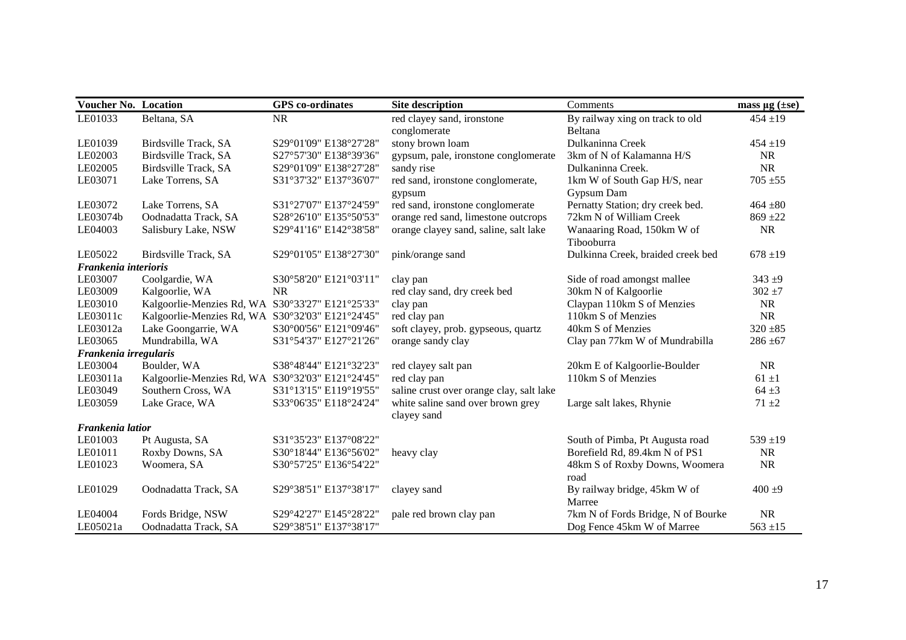| Voucher No. | Location | GPS co-ordinates | Site description | Comments | mass µg (±se) |
|---|---|---|---|---|---|
| LE01033 | Beltana, SA | NR | red clayey sand, ironstone conglomerate | By railway xing on track to old Beltana | 454 ±19 |
| LE01039 | Birdsville Track, SA | S29°01'09" E138°27'28" | stony brown loam | Dulkaninna Creek | 454 ±19 |
| LE02003 | Birdsville Track, SA | S27°57'30" E138°39'36" | gypsum, pale, ironstone conglomerate | 3km of N of Kalamanna H/S | NR |
| LE02005 | Birdsville Track, SA | S29°01'09" E138°27'28" | sandy rise | Dulkaninna Creek. | NR |
| LE03071 | Lake Torrens, SA | S31°37'32" E137°36'07" | red sand, ironstone conglomerate, gypsum | 1km W of South Gap H/S, near Gypsum Dam | 705 ±55 |
| LE03072 | Lake Torrens, SA | S31°27'07" E137°24'59" | red sand, ironstone conglomerate | Pernatty Station; dry creek bed. | 464 ±80 |
| LE03074b | Oodnadatta Track, SA | S28°26'10" E135°50'53" | orange red sand, limestone outcrops | 72km N of William Creek | 869 ±22 |
| LE04003 | Salisbury Lake, NSW | S29°41'16" E142°38'58" | orange clayey sand, saline, salt lake | Wanaaring Road, 150km W of Tibooburra | NR |
| LE05022 | Birdsville Track, SA | S29°01'05" E138°27'30" | pink/orange sand | Dulkinna Creek, braided creek bed | 678 ±19 |
| ***Frankenia interioris*** | | | | | |
| LE03007 | Coolgardie, WA | S30°58'20" E121°03'11" | clay pan | Side of road amongst mallee | 343 ±9 |
| LE03009 | Kalgoorlie, WA | NR | red clay sand, dry creek bed | 30km N of Kalgoorlie | 302 ±7 |
| LE03010 | Kalgoorlie-Menzies Rd, WA | S30°33'27" E121°25'33" | clay pan | Claypan 110km S of Menzies | NR |
| LE03011c | Kalgoorlie-Menzies Rd, WA | S30°32'03" E121°24'45" | red clay pan | 110km S of Menzies | NR |
| LE03012a | Lake Goongarrie, WA | S30°00'56" E121°09'46" | soft clayey, prob. gypseous, quartz | 40km S of Menzies | 320 ±85 |
| LE03065 | Mundrabilla, WA | S31°54'37" E127°21'26" | orange sandy clay | Clay pan 77km W of Mundrabilla | 286 ±67 |
| ***Frankenia irregularis*** | | | | | |
| LE03004 | Boulder, WA | S38°48'44" E121°32'23" | red clayey salt pan | 20km E of Kalgoorlie-Boulder | NR |
| LE03011a | Kalgoorlie-Menzies Rd, WA | S30°32'03" E121°24'45" | red clay pan | 110km S of Menzies | 61 ±1 |
| LE03049 | Southern Cross, WA | S31°13'15" E119°19'55" | saline crust over orange clay, salt lake | | 64 ±3 |
| LE03059 | Lake Grace, WA | S33°06'35" E118°24'24" | white saline sand over brown grey clayey sand | Large salt lakes, Rhynie | 71 ±2 |
| ***Frankenia latior*** | | | | | |
| LE01003 | Pt Augusta, SA | S31°35'23" E137°08'22" | | South of Pimba, Pt Augusta road | 539 ±19 |
| LE01011 | Roxby Downs, SA | S30°18'44" E136°56'02" | heavy clay | Borefield Rd, 89.4km N of PS1 | NR |
| LE01023 | Woomera, SA | S30°57'25" E136°54'22" | | 48km S of Roxby Downs, Woomera road | NR |
| LE01029 | Oodnadatta Track, SA | S29°38'51" E137°38'17" | clayey sand | By railway bridge, 45km W of Marree | 400 ±9 |
| LE04004 | Fords Bridge, NSW | S29°42'27" E145°28'22" | pale red brown clay pan | 7km N of Fords Bridge, N of Bourke | NR |
| LE05021a | Oodnadatta Track, SA | S29°38'51" E137°38'17" | | Dog Fence 45km W of Marree | 563 ±15 |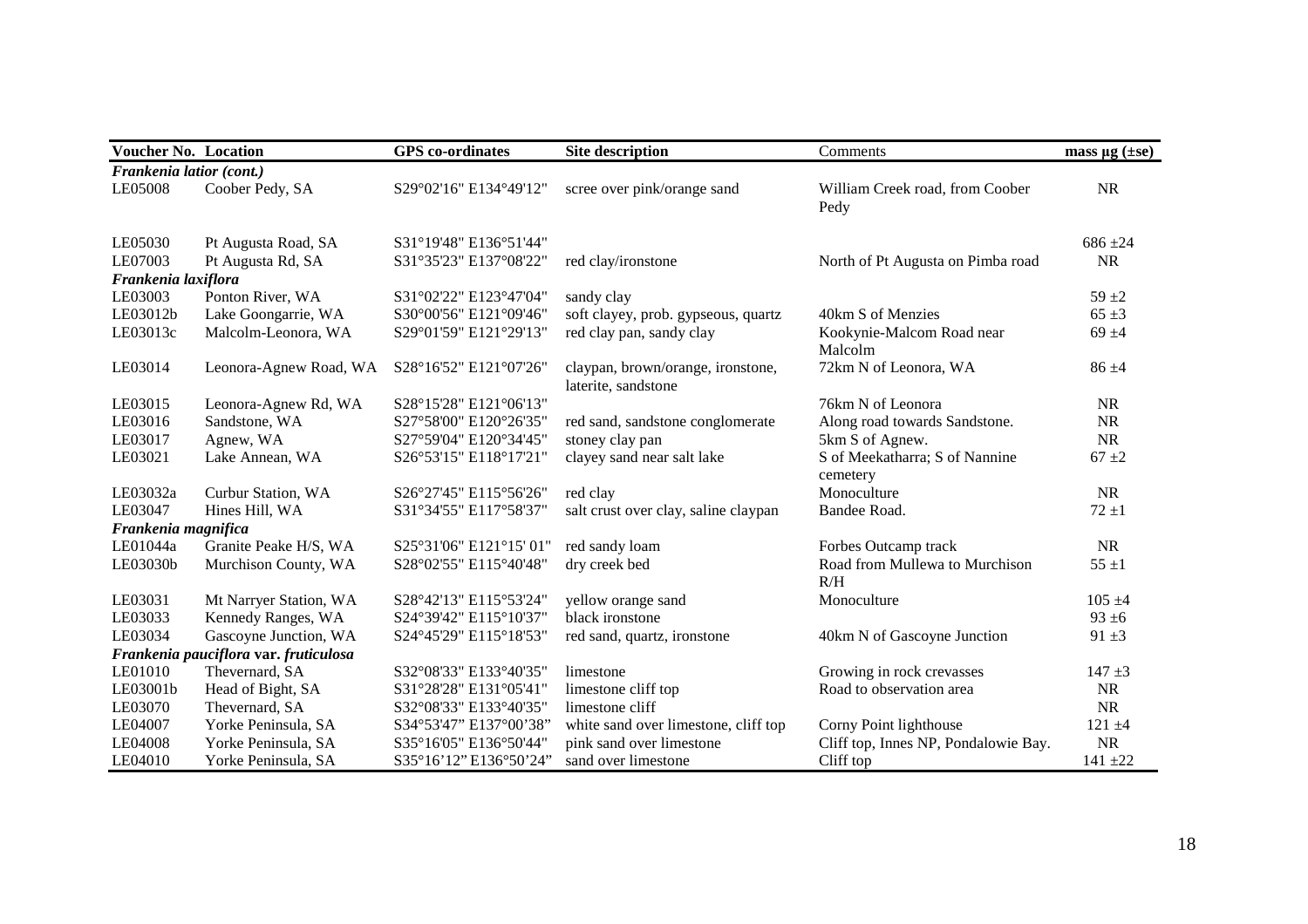| Voucher No. | Location | GPS co-ordinates | Site description | Comments | mass µg (±se) |
|---|---|---|---|---|---|
| ***Frankenia latior* (cont.)** | | | | | |
| LE05008 | Coober Pedy, SA | S29°02'16" E134°49'12" | scree over pink/orange sand | William Creek road, from Coober Pedy | NR |
| LE05030 | Pt Augusta Road, SA | S31°19'48" E136°51'44" | | | 686 ±24 |
| LE07003 | Pt Augusta Rd, SA | S31°35'23" E137°08'22" | red clay/ironstone | North of Pt Augusta on Pimba road | NR |
| ***Frankenia laxiflora*** | | | | | |
| LE03003 | Ponton River, WA | S31°02'22" E123°47'04" | sandy clay | | 59 ±2 |
| LE03012b | Lake Goongarrie, WA | S30°00'56" E121°09'46" | soft clayey, prob. gypseous, quartz | 40km S of Menzies | 65 ±3 |
| LE03013c | Malcolm-Leonora, WA | S29°01'59" E121°29'13" | red clay pan, sandy clay | Kookynie-Malcom Road near Malcolm | 69 ±4 |
| LE03014 | Leonora-Agnew Road, WA | S28°16'52" E121°07'26" | claypan, brown/orange, ironstone, laterite, sandstone | 72km N of Leonora, WA | 86 ±4 |
| LE03015 | Leonora-Agnew Rd, WA | S28°15'28" E121°06'13" | | 76km N of Leonora | NR |
| LE03016 | Sandstone, WA | S27°58'00" E120°26'35" | red sand, sandstone conglomerate | Along road towards Sandstone. | NR |
| LE03017 | Agnew, WA | S27°59'04" E120°34'45" | stoney clay pan | 5km S of Agnew. | NR |
| LE03021 | Lake Annean, WA | S26°53'15" E118°17'21" | clayey sand near salt lake | S of Meekatharra; S of Nannine cemetery | 67 ±2 |
| LE03032a | Curbur Station, WA | S26°27'45" E115°56'26" | red clay | Monoculture | NR |
| LE03047 | Hines Hill, WA | S31°34'55" E117°58'37" | salt crust over clay, saline claypan | Bandee Road. | 72 ±1 |
| ***Frankenia magnifica*** | | | | | |
| LE01044a | Granite Peake H/S, WA | S25°31'06" E121°15' 01" | red sandy loam | Forbes Outcamp track | NR |
| LE03030b | Murchison County, WA | S28°02'55" E115°40'48" | dry creek bed | Road from Mullewa to Murchison R/H | 55 ±1 |
| LE03031 | Mt Narryer Station, WA | S28°42'13" E115°53'24" | yellow orange sand | Monoculture | 105 ±4 |
| LE03033 | Kennedy Ranges, WA | S24°39'42" E115°10'37" | black ironstone | | 93 ±6 |
| LE03034 | Gascoyne Junction, WA | S24°45'29" E115°18'53" | red sand, quartz, ironstone | 40km N of Gascoyne Junction | 91 ±3 |
| ***Frankenia pauciflora* var. *fruticulosa*** | | | | | |
| LE01010 | Thevernard, SA | S32°08'33" E133°40'35" | limestone | Growing in rock crevasses | 147 ±3 |
| LE03001b | Head of Bight, SA | S31°28'28" E131°05'41" | limestone cliff top | Road to observation area | NR |
| LE03070 | Thevernard, SA | S32°08'33" E133°40'35" | limestone cliff | | NR |
| LE04007 | Yorke Peninsula, SA | S34°53'47" E137°00'38" | white sand over limestone, cliff top | Corny Point lighthouse | 121 ±4 |
| LE04008 | Yorke Peninsula, SA | S35°16'05" E136°50'44" | pink sand over limestone | Cliff top, Innes NP, Pondalowie Bay. | NR |
| LE04010 | Yorke Peninsula, SA | S35°16'12" E136°50'24" | sand over limestone | Cliff top | 141 ±22 |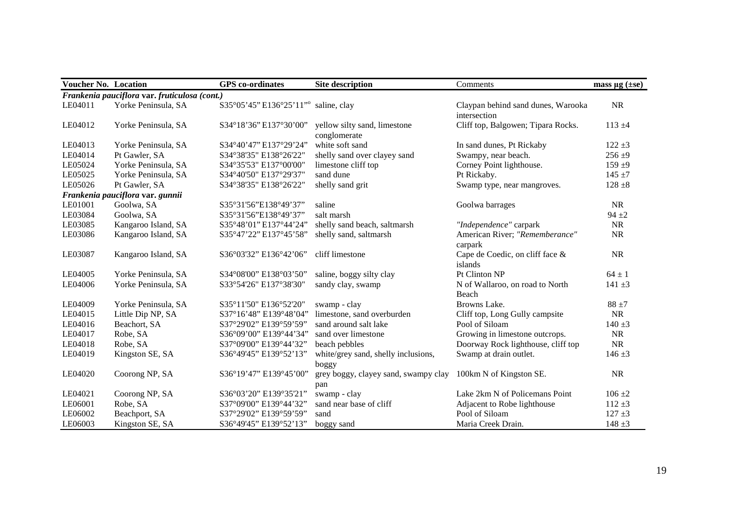| Voucher No. | Location | GPS co-ordinates | Site description | Comments | mass µg (±se) |
|---|---|---|---|---|---|
| ***Frankenia pauciflora* var. *fruticulosa* (cont.)** | | | | | |
| LE04011 | Yorke Peninsula, SA | S35°05'45" E136°25'11"° | saline, clay | Claypan behind sand dunes, Warooka intersection | NR |
| LE04012 | Yorke Peninsula, SA | S34°18'36" E137°30'00" | yellow silty sand, limestone conglomerate | Cliff top, Balgowen; Tipara Rocks. | 113 ±4 |
| LE04013 | Yorke Peninsula, SA | S34°40'47" E137°29'24" | white soft sand | In sand dunes, Pt Rickaby | 122 ±3 |
| LE04014 | Pt Gawler, SA | S34°38'35" E138°26'22" | shelly sand over clayey sand | Swampy, near beach. | 256 ±9 |
| LE05024 | Yorke Peninsula, SA | S34°35'53" E137°00'00" | limestone cliff top | Corney Point lighthouse. | 159 ±9 |
| LE05025 | Yorke Peninsula, SA | S34°40'50" E137°29'37" | sand dune | Pt Rickaby. | 145 ±7 |
| LE05026 | Pt Gawler, SA | S34°38'35" E138°26'22" | shelly sand grit | Swamp type, near mangroves. | 128 ±8 |
| ***Frankenia pauciflora* var. *gunnii*** | | | | | |
| LE01001 | Goolwa, SA | S35°31'56"E138°49'37" | saline | Goolwa barrages | NR |
| LE03084 | Goolwa, SA | S35°31'56"E138°49'37" | salt marsh | | 94 ±2 |
| LE03085 | Kangaroo Island, SA | S35°48'01" E137°44'24" | shelly sand beach, saltmarsh | *"Independence"* carpark | NR |
| LE03086 | Kangaroo Island, SA | S35°47'22" E137°45'58" | shelly sand, saltmarsh | American River; *"Rememberance"* carpark | NR |
| LE03087 | Kangaroo Island, SA | S36°03'32" E136°42'06" | cliff limestone | Cape de Coedic, on cliff face & islands | NR |
| LE04005 | Yorke Peninsula, SA | S34°08'00" E138°03'50" | saline, boggy silty clay | Pt Clinton NP | 64 ± 1 |
| LE04006 | Yorke Peninsula, SA | S33°54'26" E137°38'30" | sandy clay, swamp | N of Wallaroo, on road to North Beach | 141 ±3 |
| LE04009 | Yorke Peninsula, SA | S35°11'50" E136°52'20" | swamp - clay | Browns Lake. | 88 ±7 |
| LE04015 | Little Dip NP, SA | S37°16'48" E139°48'04" | limestone, sand overburden | Cliff top, Long Gully campsite | NR |
| LE04016 | Beachort, SA | S37°29'02" E139°59'59" | sand around salt lake | Pool of Siloam | 140 ±3 |
| LE04017 | Robe, SA | S36°09'00" E139°44'34" | sand over limestone | Growing in limestone outcrops. | NR |
| LE04018 | Robe, SA | S37°09'00" E139°44'32" | beach pebbles | Doorway Rock lighthouse, cliff top | NR |
| LE04019 | Kingston SE, SA | S36°49'45" E139°52'13" | white/grey sand, shelly inclusions, boggy | Swamp at drain outlet. | 146 ±3 |
| LE04020 | Coorong NP, SA | S36°19'47" E139°45'00" | grey boggy, clayey sand, swampy clay pan | 100km N of Kingston SE. | NR |
| LE04021 | Coorong NP, SA | S36°03'20" E139°35'21" | swamp - clay | Lake 2km N of Policemans Point | 106 ±2 |
| LE06001 | Robe, SA | S37°09'00" E139°44'32" | sand near base of cliff | Adjacent to Robe lighthouse | 112 ±3 |
| LE06002 | Beachport, SA | S37°29'02" E139°59'59" | sand | Pool of Siloam | 127 ±3 |
| LE06003 | Kingston SE, SA | S36°49'45" E139°52'13" | boggy sand | Maria Creek Drain. | 148 ±3 |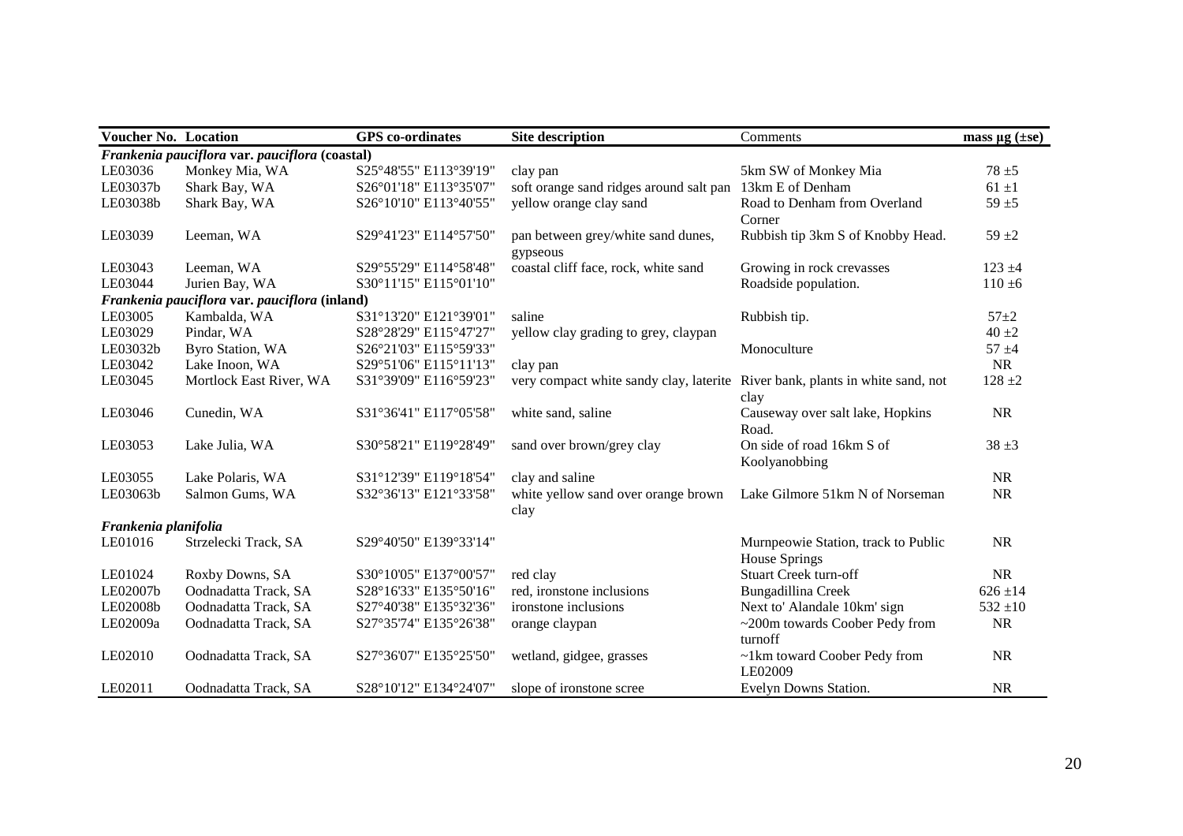| Voucher No. | Location | GPS co-ordinates | Site description | Comments | mass µg (±se) |
|---|---|---|---|---|---|
| ***Frankenia pauciflora* var. *pauciflora* (coastal)** | | | | | |
| LE03036 | Monkey Mia, WA | S25°48'55" E113°39'19" | clay pan | 5km SW of Monkey Mia | 78 ±5 |
| LE03037b | Shark Bay, WA | S26°01'18" E113°35'07" | soft orange sand ridges around salt pan | 13km E of Denham | 61 ±1 |
| LE03038b | Shark Bay, WA | S26°10'10" E113°40'55" | yellow orange clay sand | Road to Denham from Overland Corner | 59 ±5 |
| LE03039 | Leeman, WA | S29°41'23" E114°57'50" | pan between grey/white sand dunes, gypseous | Rubbish tip 3km S of Knobby Head. | 59 ±2 |
| LE03043 | Leeman, WA | S29°55'29" E114°58'48" | coastal cliff face, rock, white sand | Growing in rock crevasses | 123 ±4 |
| LE03044 | Jurien Bay, WA | S30°11'15" E115°01'10" | | Roadside population. | 110 ±6 |
| ***Frankenia pauciflora* var. *pauciflora* (inland)** | | | | | |
| LE03005 | Kambalda, WA | S31°13'20" E121°39'01" | saline | Rubbish tip. | 57±2 |
| LE03029 | Pindar, WA | S28°28'29" E115°47'27" | yellow clay grading to grey, claypan | | 40 ±2 |
| LE03032b | Byro Station, WA | S26°21'03" E115°59'33" | | Monoculture | 57 ±4 |
| LE03042 | Lake Inoon, WA | S29°51'06" E115°11'13" | clay pan | | NR |
| LE03045 | Mortlock East River, WA | S31°39'09" E116°59'23" | very compact white sandy clay, laterite | River bank, plants in white sand, not clay | 128 ±2 |
| LE03046 | Cunedin, WA | S31°36'41" E117°05'58" | white sand, saline | Causeway over salt lake, Hopkins Road. | NR |
| LE03053 | Lake Julia, WA | S30°58'21" E119°28'49" | sand over brown/grey clay | On side of road 16km S of Koolyanobbing | 38 ±3 |
| LE03055 | Lake Polaris, WA | S31°12'39" E119°18'54" | clay and saline | | NR |
| LE03063b | Salmon Gums, WA | S32°36'13" E121°33'58" | white yellow sand over orange brown clay | Lake Gilmore 51km N of Norseman | NR |
| ***Frankenia planifolia*** | | | | | |
| LE01016 | Strzelecki Track, SA | S29°40'50" E139°33'14" | | Murnpeowie Station, track to Public House Springs | NR |
| LE01024 | Roxby Downs, SA | S30°10'05" E137°00'57" | red clay | Stuart Creek turn-off | NR |
| LE02007b | Oodnadatta Track, SA | S28°16'33" E135°50'16" | red, ironstone inclusions | Bungadillina Creek | 626 ±14 |
| LE02008b | Oodnadatta Track, SA | S27°40'38" E135°32'36" | ironstone inclusions | Next to' Alandale 10km' sign | 532 ±10 |
| LE02009a | Oodnadatta Track, SA | S27°35'74" E135°26'38" | orange claypan | ~200m towards Coober Pedy from turnoff | NR |
| LE02010 | Oodnadatta Track, SA | S27°36'07" E135°25'50" | wetland, gidgee, grasses | ~1km toward Coober Pedy from LE02009 | NR |
| LE02011 | Oodnadatta Track, SA | S28°10'12" E134°24'07" | slope of ironstone scree | Evelyn Downs Station. | NR |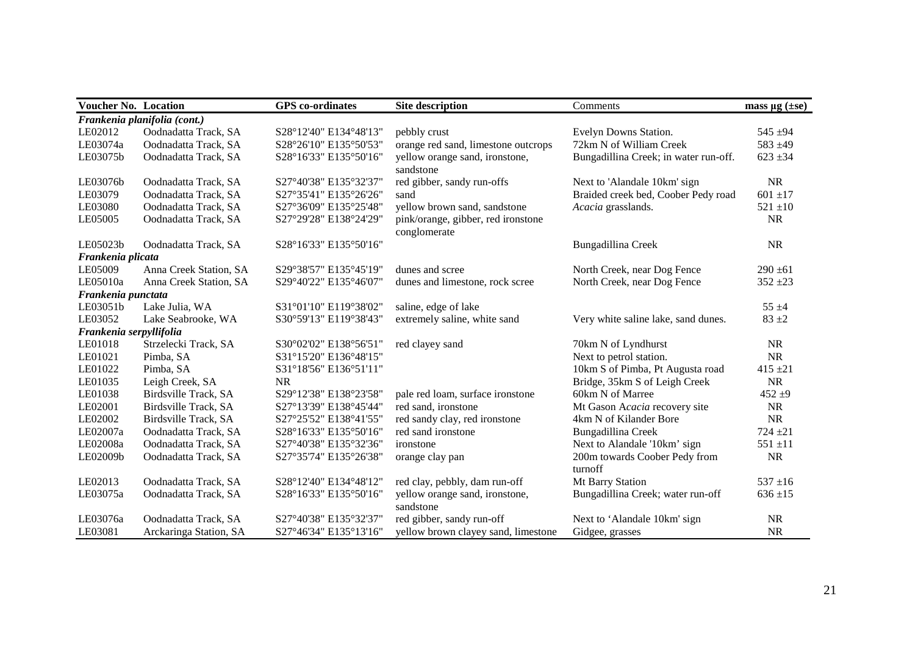| Voucher No. | Location | GPS co-ordinates | Site description | Comments | mass µg (±se) |
|---|---|---|---|---|---|
| ***Frankenia planifolia* (cont.)** | | | | | |
| LE02012 | Oodnadatta Track, SA | S28°12'40" E134°48'13" | pebbly crust | Evelyn Downs Station. | 545 ±94 |
| LE03074a | Oodnadatta Track, SA | S28°26'10" E135°50'53" | orange red sand, limestone outcrops | 72km N of William Creek | 583 ±49 |
| LE03075b | Oodnadatta Track, SA | S28°16'33" E135°50'16" | yellow orange sand, ironstone, sandstone | Bungadillina Creek; in water run-off. | 623 ±34 |
| LE03076b | Oodnadatta Track, SA | S27°40'38" E135°32'37" | red gibber, sandy run-offs | Next to 'Alandale 10km' sign | NR |
| LE03079 | Oodnadatta Track, SA | S27°35'41" E135°26'26" | sand | Braided creek bed, Coober Pedy road | 601 ±17 |
| LE03080 | Oodnadatta Track, SA | S27°36'09" E135°25'48" | yellow brown sand, sandstone | *Acacia* grasslands. | 521 ±10 |
| LE05005 | Oodnadatta Track, SA | S27°29'28" E138°24'29" | pink/orange, gibber, red ironstone conglomerate | | NR |
| LE05023b | Oodnadatta Track, SA | S28°16'33" E135°50'16" | | Bungadillina Creek | NR |
| ***Frankenia plicata*** | | | | | |
| LE05009 | Anna Creek Station, SA | S29°38'57" E135°45'19" | dunes and scree | North Creek, near Dog Fence | 290 ±61 |
| LE05010a | Anna Creek Station, SA | S29°40'22" E135°46'07" | dunes and limestone, rock scree | North Creek, near Dog Fence | 352 ±23 |
| ***Frankenia punctata*** | | | | | |
| LE03051b | Lake Julia, WA | S31°01'10" E119°38'02" | saline, edge of lake | | 55 ±4 |
| LE03052 | Lake Seabrooke, WA | S30°59'13" E119°38'43" | extremely saline, white sand | Very white saline lake, sand dunes. | 83 ±2 |
| ***Frankenia serpyllifolia*** | | | | | |
| LE01018 | Strzelecki Track, SA | S30°02'02" E138°56'51" | red clayey sand | 70km N of Lyndhurst | NR |
| LE01021 | Pimba, SA | S31°15'20" E136°48'15" | | Next to petrol station. | NR |
| LE01022 | Pimba, SA | S31°18'56" E136°51'11" | | 10km S of Pimba, Pt Augusta road | 415 ±21 |
| LE01035 | Leigh Creek, SA | NR | | Bridge, 35km S of Leigh Creek | NR |
| LE01038 | Birdsville Track, SA | S29°12'38" E138°23'58" | pale red loam, surface ironstone | 60km N of Marree | 452 ±9 |
| LE02001 | Birdsville Track, SA | S27°13'39" E138°45'44" | red sand, ironstone | Mt Gason *Acacia* recovery site | NR |
| LE02002 | Birdsville Track, SA | S27°25'52" E138°41'55" | red sandy clay, red ironstone | 4km N of Kilander Bore | NR |
| LE02007a | Oodnadatta Track, SA | S28°16'33" E135°50'16" | red sand ironstone | Bungadillina Creek | 724 ±21 |
| LE02008a | Oodnadatta Track, SA | S27°40'38" E135°32'36" | ironstone | Next to Alandale '10km' sign | 551 ±11 |
| LE02009b | Oodnadatta Track, SA | S27°35'74" E135°26'38" | orange clay pan | 200m towards Coober Pedy from turnoff | NR |
| LE02013 | Oodnadatta Track, SA | S28°12'40" E134°48'12" | red clay, pebbly, dam run-off | Mt Barry Station | 537 ±16 |
| LE03075a | Oodnadatta Track, SA | S28°16'33" E135°50'16" | yellow orange sand, ironstone, sandstone | Bungadillina Creek; water run-off | 636 ±15 |
| LE03076a | Oodnadatta Track, SA | S27°40'38" E135°32'37" | red gibber, sandy run-off | Next to 'Alandale 10km' sign | NR |
| LE03081 | Arckaringa Station, SA | S27°46'34" E135°13'16" | yellow brown clayey sand, limestone | Gidgee, grasses | NR |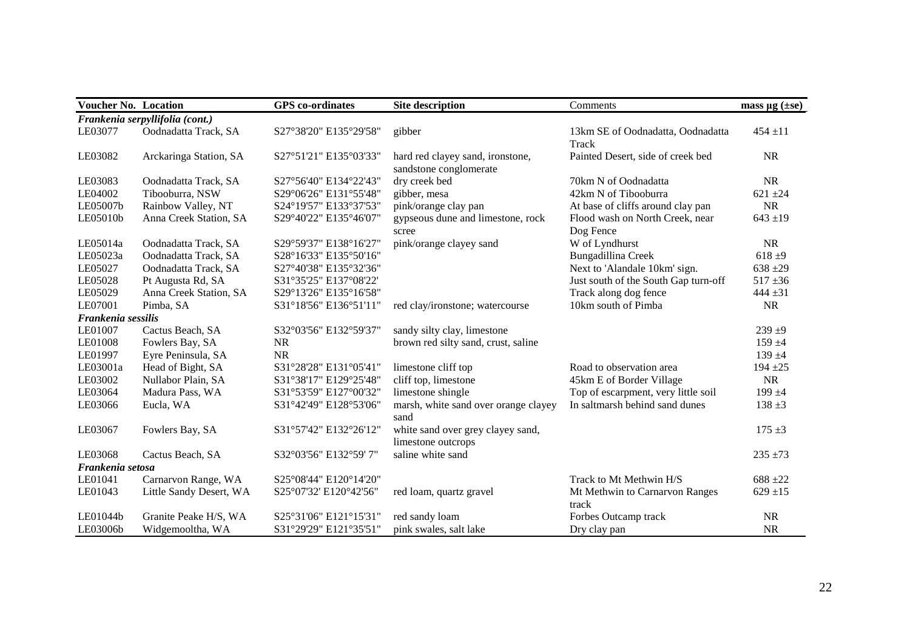| Voucher No. | Location | GPS co-ordinates | Site description | Comments | mass µg (±se) |
|---|---|---|---|---|---|
| ***Frankenia serpyllifolia (cont.)*** | | | | | |
| LE03077 | Oodnadatta Track, SA | S27°38'20" E135°29'58" | gibber | 13km SE of Oodnadatta, Oodnadatta Track | 454 ±11 |
| LE03082 | Arckaringa Station, SA | S27°51'21" E135°03'33" | hard red clayey sand, ironstone, sandstone conglomerate | Painted Desert, side of creek bed | NR |
| LE03083 | Oodnadatta Track, SA | S27°56'40" E134°22'43" | dry creek bed | 70km N of Oodnadatta | NR |
| LE04002 | Tibooburra, NSW | S29°06'26" E131°55'48" | gibber, mesa | 42km N of Tibooburra | 621 ±24 |
| LE05007b | Rainbow Valley, NT | S24°19'57" E133°37'53" | pink/orange clay pan | At base of cliffs around clay pan | NR |
| LE05010b | Anna Creek Station, SA | S29°40'22" E135°46'07" | gypseous dune and limestone, rock scree | Flood wash on North Creek, near Dog Fence | 643 ±19 |
| LE05014a | Oodnadatta Track, SA | S29°59'37" E138°16'27" | pink/orange clayey sand | W of Lyndhurst | NR |
| LE05023a | Oodnadatta Track, SA | S28°16'33" E135°50'16" | | Bungadillina Creek | 618 ±9 |
| LE05027 | Oodnadatta Track, SA | S27°40'38" E135°32'36" | | Next to 'Alandale 10km' sign. | 638 ±29 |
| LE05028 | Pt Augusta Rd, SA | S31°35'25" E137°08'22' | | Just south of the South Gap turn-off | 517 ±36 |
| LE05029 | Anna Creek Station, SA | S29°13'26" E135°16'58" | | Track along dog fence | 444 ±31 |
| LE07001 | Pimba, SA | S31°18'56" E136°51'11" | red clay/ironstone; watercourse | 10km south of Pimba | NR |
| ***Frankenia sessilis*** | | | | | |
| LE01007 | Cactus Beach, SA | S32°03'56" E132°59'37" | sandy silty clay, limestone | | 239 ±9 |
| LE01008 | Fowlers Bay, SA | NR | brown red silty sand, crust, saline | | 159 ±4 |
| LE01997 | Eyre Peninsula, SA | NR | | | 139 ±4 |
| LE03001a | Head of Bight, SA | S31°28'28" E131°05'41" | limestone cliff top | Road to observation area | 194 ±25 |
| LE03002 | Nullabor Plain, SA | S31°38'17" E129°25'48" | cliff top, limestone | 45km E of Border Village | NR |
| LE03064 | Madura Pass, WA | S31°53'59" E127°00'32" | limestone shingle | Top of escarpment, very little soil | 199 ±4 |
| LE03066 | Eucla, WA | S31°42'49" E128°53'06" | marsh, white sand over orange clayey sand | In saltmarsh behind sand dunes | 138 ±3 |
| LE03067 | Fowlers Bay, SA | S31°57'42" E132°26'12" | white sand over grey clayey sand, limestone outcrops | | 175 ±3 |
| LE03068 | Cactus Beach, SA | S32°03'56" E132°59' 7" | saline white sand | | 235 ±73 |
| ***Frankenia setosa*** | | | | | |
| LE01041 | Carnarvon Range, WA | S25°08'44" E120°14'20" | | Track to Mt Methwin H/S | 688 ±22 |
| LE01043 | Little Sandy Desert, WA | S25°07'32' E120°42'56" | red loam, quartz gravel | Mt Methwin to Carnarvon Ranges track | 629 ±15 |
| LE01044b | Granite Peake H/S, WA | S25°31'06" E121°15'31" | red sandy loam | Forbes Outcamp track | NR |
| LE03006b | Widgemooltha, WA | S31°29'29" E121°35'51" | pink swales, salt lake | Dry clay pan | NR |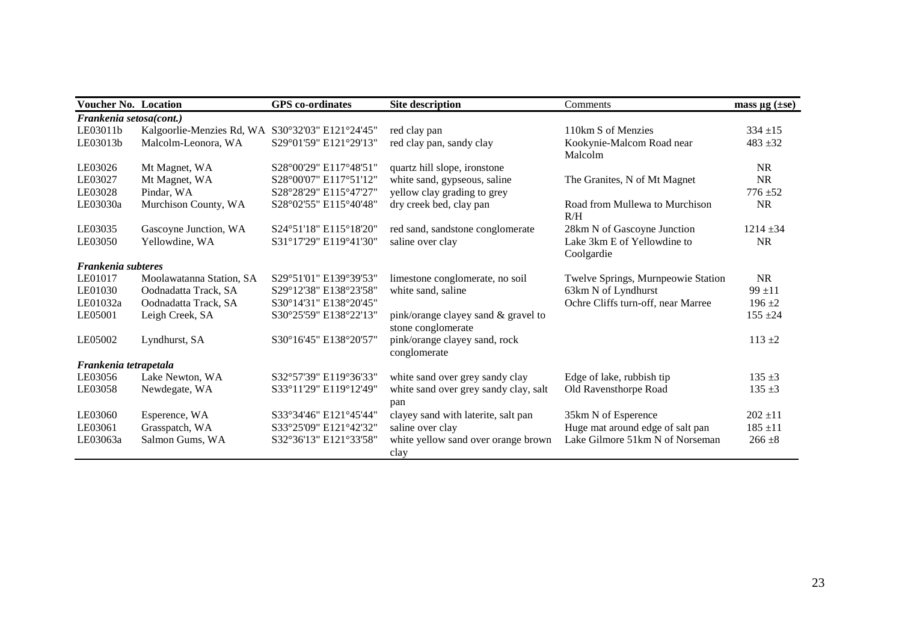| Voucher No. | Location | GPS co-ordinates | Site description | Comments | mass µg (±se) |
|---|---|---|---|---|---|
| *Frankenia setosa(cont.)* | | | | | |
| LE03011b | Kalgoorlie-Menzies Rd, WA | S30°32'03" E121°24'45" | red clay pan | 110km S of Menzies | 334 ±15 |
| LE03013b | Malcolm-Leonora, WA | S29°01'59" E121°29'13" | red clay pan, sandy clay | Kookynie-Malcom Road near Malcolm | 483 ±32 |
| LE03026 | Mt Magnet, WA | S28°00'29" E117°48'51" | quartz hill slope, ironstone | | NR |
| LE03027 | Mt Magnet, WA | S28°00'07" E117°51'12" | white sand, gypseous, saline | The Granites, N of Mt Magnet | NR |
| LE03028 | Pindar, WA | S28°28'29" E115°47'27" | yellow clay grading to grey | | 776 ±52 |
| LE03030a | Murchison County, WA | S28°02'55" E115°40'48" | dry creek bed, clay pan | Road from Mullewa to Murchison R/H | NR |
| LE03035 | Gascoyne Junction, WA | S24°51'18" E115°18'20" | red sand, sandstone conglomerate | 28km N of Gascoyne Junction | 1214 ±34 |
| LE03050 | Yellowdine, WA | S31°17'29" E119°41'30" | saline over clay | Lake 3km E of Yellowdine to Coolgardie | NR |
| *Frankenia subteres* | | | | | |
| LE01017 | Moolawatanna Station, SA | S29°51'01" E139°39'53" | limestone conglomerate, no soil | Twelve Springs, Murnpeowie Station | NR |
| LE01030 | Oodnadatta Track, SA | S29°12'38" E138°23'58" | white sand, saline | 63km N of Lyndhurst | 99 ±11 |
| LE01032a | Oodnadatta Track, SA | S30°14'31" E138°20'45" | | Ochre Cliffs turn-off, near Marree | 196 ±2 |
| LE05001 | Leigh Creek, SA | S30°25'59" E138°22'13" | pink/orange clayey sand & gravel to stone conglomerate | | 155 ±24 |
| LE05002 | Lyndhurst, SA | S30°16'45" E138°20'57" | pink/orange clayey sand, rock conglomerate | | 113 ±2 |
| *Frankenia tetrapetala* | | | | | |
| LE03056 | Lake Newton, WA | S32°57'39" E119°36'33" | white sand over grey sandy clay | Edge of lake, rubbish tip | 135 ±3 |
| LE03058 | Newdegate, WA | S33°11'29" E119°12'49" | white sand over grey sandy clay, salt pan | Old Ravensthorpe Road | 135 ±3 |
| LE03060 | Esperence, WA | S33°34'46" E121°45'44" | clayey sand with laterite, salt pan | 35km N of Esperence | 202 ±11 |
| LE03061 | Grasspatch, WA | S33°25'09" E121°42'32" | saline over clay | Huge mat around edge of salt pan | 185 ±11 |
| LE03063a | Salmon Gums, WA | S32°36'13" E121°33'58" | white yellow sand over orange brown clay | Lake Gilmore 51km N of Norseman | 266 ±8 |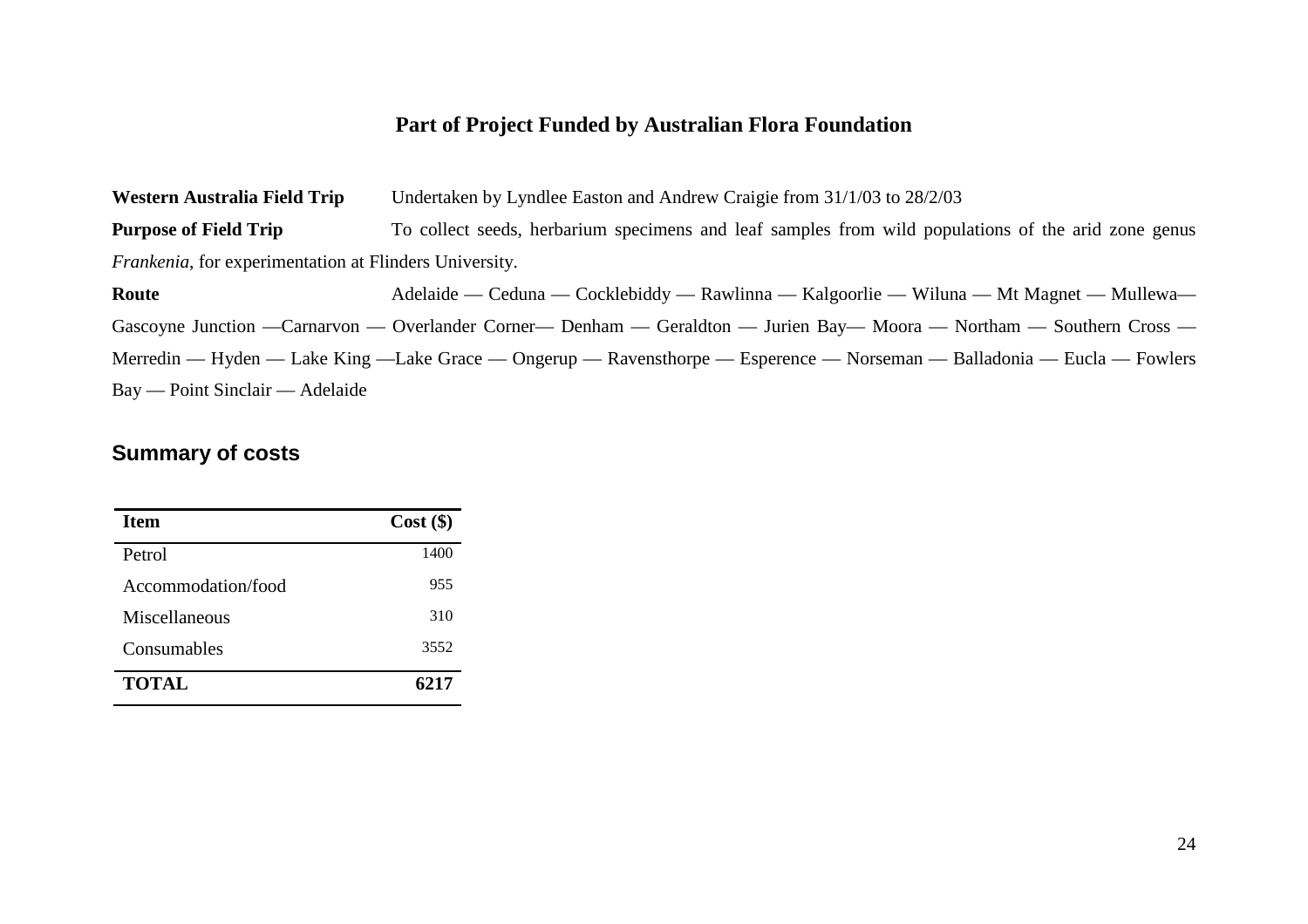## Part of Project Funded by Australian Flora Foundation

**Western Australia Field Trip** Undertaken by Lyndlee Easton and Andrew Craigie from 31/1/03 to 28/2/03

**Purpose of Field Trip** To collect seeds, herbarium specimens and leaf samples from wild populations of the arid zone genus *Frankenia*, for experimentation at Flinders University.

**Route** Adelaide — Ceduna — Cocklebiddy — Rawlinna — Kalgoorlie — Wiluna — Mt Magnet — Mullewa— Gascoyne Junction —Carnarvon — Overlander Corner— Denham — Geraldton — Jurien Bay— Moora — Northam — Southern Cross — Merredin — Hyden — Lake King —Lake Grace — Ongerup — Ravensthorpe — Esperence — Norseman — Balladonia — Eucla — Fowlers Bay — Point Sinclair — Adelaide

## Summary of costs

| Item | Cost ($) |
|---|---:|
| Petrol | 1400 |
| Accommodation/food | 955 |
| Miscellaneous | 310 |
| Consumables | 3552 |
| **TOTAL** | **6217** |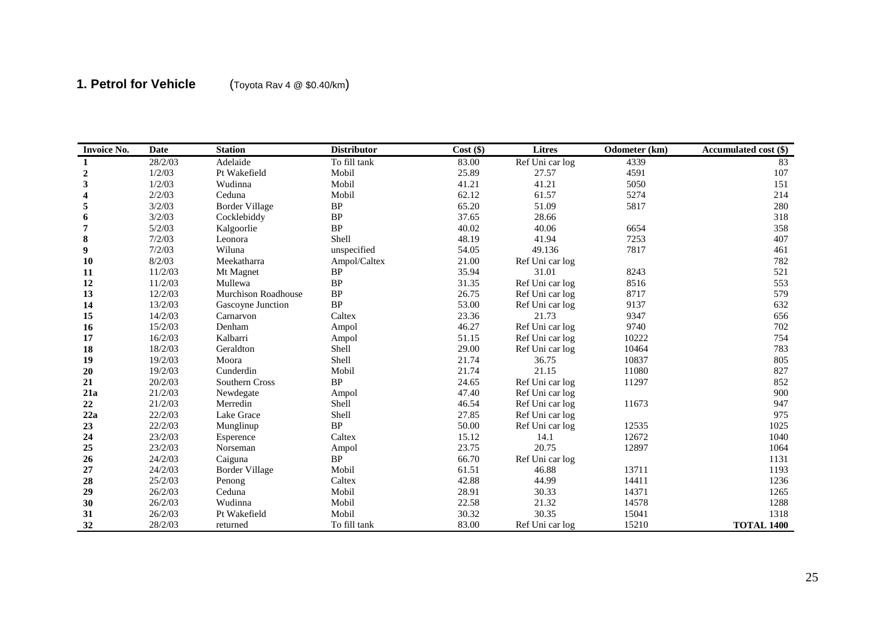**1. Petrol for Vehicle** (Toyota Rav 4 @ $0.40/km)

| Invoice No. | Date | Station | Distributor | Cost ($) | Litres | Odometer (km) | Accumulated cost ($) |
|---|---|---|---|---|---|---|---|
| **1** | 28/2/03 | Adelaide | To fill tank | 83.00 | Ref Uni car log | 4339 | 83 |
| **2** | 1/2/03 | Pt Wakefield | Mobil | 25.89 | 27.57 | 4591 | 107 |
| **3** | 1/2/03 | Wudinna | Mobil | 41.21 | 41.21 | 5050 | 151 |
| **4** | 2/2/03 | Ceduna | Mobil | 62.12 | 61.57 | 5274 | 214 |
| **5** | 3/2/03 | Border Village | BP | 65.20 | 51.09 | 5817 | 280 |
| **6** | 3/2/03 | Cocklebiddy | BP | 37.65 | 28.66 | | 318 |
| **7** | 5/2/03 | Kalgoorlie | BP | 40.02 | 40.06 | 6654 | 358 |
| **8** | 7/2/03 | Leonora | Shell | 48.19 | 41.94 | 7253 | 407 |
| **9** | 7/2/03 | Wiluna | unspecified | 54.05 | 49.136 | 7817 | 461 |
| **10** | 8/2/03 | Meekatharra | Ampol/Caltex | 21.00 | Ref Uni car log | | 782 |
| **11** | 11/2/03 | Mt Magnet | BP | 35.94 | 31.01 | 8243 | 521 |
| **12** | 11/2/03 | Mullewa | BP | 31.35 | Ref Uni car log | 8516 | 553 |
| **13** | 12/2/03 | Murchison Roadhouse | BP | 26.75 | Ref Uni car log | 8717 | 579 |
| **14** | 13/2/03 | Gascoyne Junction | BP | 53.00 | Ref Uni car log | 9137 | 632 |
| **15** | 14/2/03 | Carnarvon | Caltex | 23.36 | 21.73 | 9347 | 656 |
| **16** | 15/2/03 | Denham | Ampol | 46.27 | Ref Uni car log | 9740 | 702 |
| **17** | 16/2/03 | Kalbarri | Ampol | 51.15 | Ref Uni car log | 10222 | 754 |
| **18** | 18/2/03 | Geraldton | Shell | 29.00 | Ref Uni car log | 10464 | 783 |
| **19** | 19/2/03 | Moora | Shell | 21.74 | 36.75 | 10837 | 805 |
| **20** | 19/2/03 | Cunderdin | Mobil | 21.74 | 21.15 | 11080 | 827 |
| **21** | 20/2/03 | Southern Cross | BP | 24.65 | Ref Uni car log | 11297 | 852 |
| **21a** | 21/2/03 | Newdegate | Ampol | 47.40 | Ref Uni car log | | 900 |
| **22** | 21/2/03 | Merredin | Shell | 46.54 | Ref Uni car log | 11673 | 947 |
| **22a** | 22/2/03 | Lake Grace | Shell | 27.85 | Ref Uni car log | | 975 |
| **23** | 22/2/03 | Munglinup | BP | 50.00 | Ref Uni car log | 12535 | 1025 |
| **24** | 23/2/03 | Esperence | Caltex | 15.12 | 14.1 | 12672 | 1040 |
| **25** | 23/2/03 | Norseman | Ampol | 23.75 | 20.75 | 12897 | 1064 |
| **26** | 24/2/03 | Caiguna | BP | 66.70 | Ref Uni car log | | 1131 |
| **27** | 24/2/03 | Border Village | Mobil | 61.51 | 46.88 | 13711 | 1193 |
| **28** | 25/2/03 | Penong | Caltex | 42.88 | 44.99 | 14411 | 1236 |
| **29** | 26/2/03 | Ceduna | Mobil | 28.91 | 30.33 | 14371 | 1265 |
| **30** | 26/2/03 | Wudinna | Mobil | 22.58 | 21.32 | 14578 | 1288 |
| **31** | 26/2/03 | Pt Wakefield | Mobil | 30.32 | 30.35 | 15041 | 1318 |
| **32** | 28/2/03 | returned | To fill tank | 83.00 | Ref Uni car log | 15210 | **TOTAL 1400** |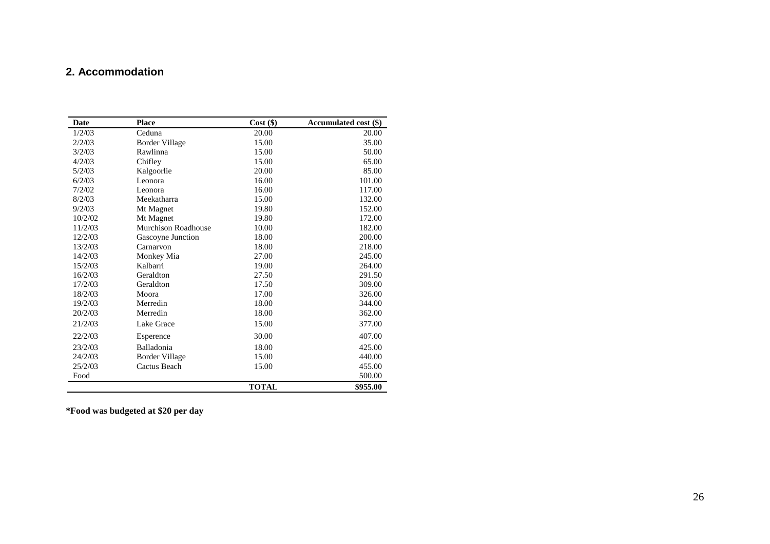## 2. Accommodation

| Date | Place | Cost ($) | Accumulated cost ($) |
|---|---|---|---|
| 1/2/03 | Ceduna | 20.00 | 20.00 |
| 2/2/03 | Border Village | 15.00 | 35.00 |
| 3/2/03 | Rawlinna | 15.00 | 50.00 |
| 4/2/03 | Chifley | 15.00 | 65.00 |
| 5/2/03 | Kalgoorlie | 20.00 | 85.00 |
| 6/2/03 | Leonora | 16.00 | 101.00 |
| 7/2/02 | Leonora | 16.00 | 117.00 |
| 8/2/03 | Meekatharra | 15.00 | 132.00 |
| 9/2/03 | Mt Magnet | 19.80 | 152.00 |
| 10/2/02 | Mt Magnet | 19.80 | 172.00 |
| 11/2/03 | Murchison Roadhouse | 10.00 | 182.00 |
| 12/2/03 | Gascoyne Junction | 18.00 | 200.00 |
| 13/2/03 | Carnarvon | 18.00 | 218.00 |
| 14/2/03 | Monkey Mia | 27.00 | 245.00 |
| 15/2/03 | Kalbarri | 19.00 | 264.00 |
| 16/2/03 | Geraldton | 27.50 | 291.50 |
| 17/2/03 | Geraldton | 17.50 | 309.00 |
| 18/2/03 | Moora | 17.00 | 326.00 |
| 19/2/03 | Merredin | 18.00 | 344.00 |
| 20/2/03 | Merredin | 18.00 | 362.00 |
| 21/2/03 | Lake Grace | 15.00 | 377.00 |
| 22/2/03 | Esperence | 30.00 | 407.00 |
| 23/2/03 | Balladonia | 18.00 | 425.00 |
| 24/2/03 | Border Village | 15.00 | 440.00 |
| 25/2/03 | Cactus Beach | 15.00 | 455.00 |
| Food | | | 500.00 |
| | | **TOTAL** | **$955.00** |

**\*Food was budgeted at $20 per day**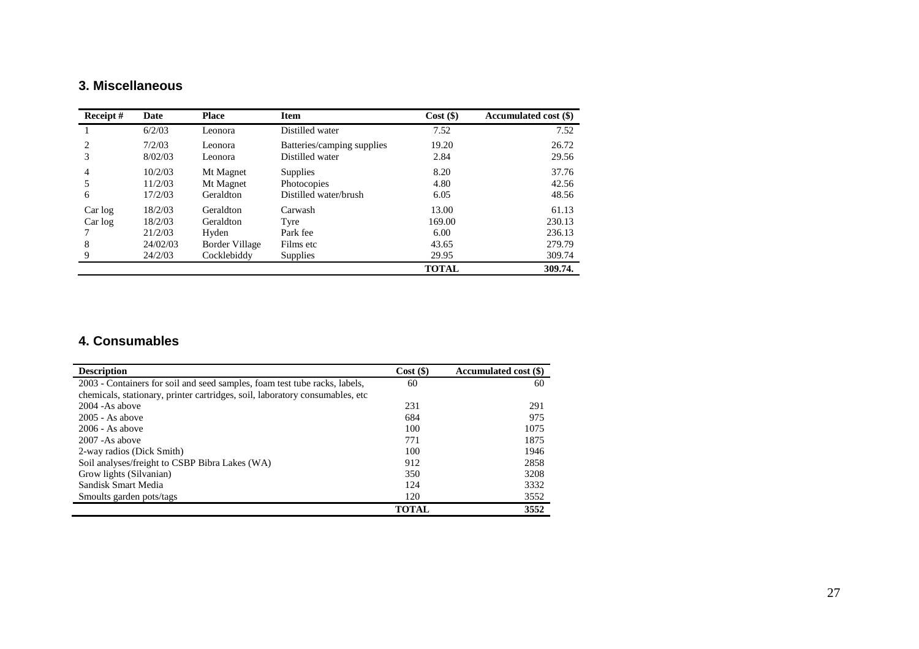## 3. Miscellaneous

| Receipt # | Date | Place | Item | Cost ($) | Accumulated cost ($) |
|---|---|---|---|---|---|
| 1 | 6/2/03 | Leonora | Distilled water | 7.52 | 7.52 |
| 2 | 7/2/03 | Leonora | Batteries/camping supplies | 19.20 | 26.72 |
| 3 | 8/02/03 | Leonora | Distilled water | 2.84 | 29.56 |
| 4 | 10/2/03 | Mt Magnet | Supplies | 8.20 | 37.76 |
| 5 | 11/2/03 | Mt Magnet | Photocopies | 4.80 | 42.56 |
| 6 | 17/2/03 | Geraldton | Distilled water/brush | 6.05 | 48.56 |
| Car log | 18/2/03 | Geraldton | Carwash | 13.00 | 61.13 |
| Car log | 18/2/03 | Geraldton | Tyre | 169.00 | 230.13 |
| 7 | 21/2/03 | Hyden | Park fee | 6.00 | 236.13 |
| 8 | 24/02/03 | Border Village | Films etc | 43.65 | 279.79 |
| 9 | 24/2/03 | Cocklebiddy | Supplies | 29.95 | 309.74 |
| | | | | **TOTAL** | **309.74.** |

## 4. Consumables

| Description | Cost ($) | Accumulated cost ($) |
|---|---|---|
| 2003 - Containers for soil and seed samples, foam test tube racks, labels, chemicals, stationary, printer cartridges, soil, laboratory consumables, etc | 60 | 60 |
| 2004 -As above | 231 | 291 |
| 2005 - As above | 684 | 975 |
| 2006 - As above | 100 | 1075 |
| 2007 -As above | 771 | 1875 |
| 2-way radios (Dick Smith) | 100 | 1946 |
| Soil analyses/freight to CSBP Bibra Lakes (WA) | 912 | 2858 |
| Grow lights (Silvanian) | 350 | 3208 |
| Sandisk Smart Media | 124 | 3332 |
| Smoults garden pots/tags | 120 | 3552 |
| | **TOTAL** | **3552** |